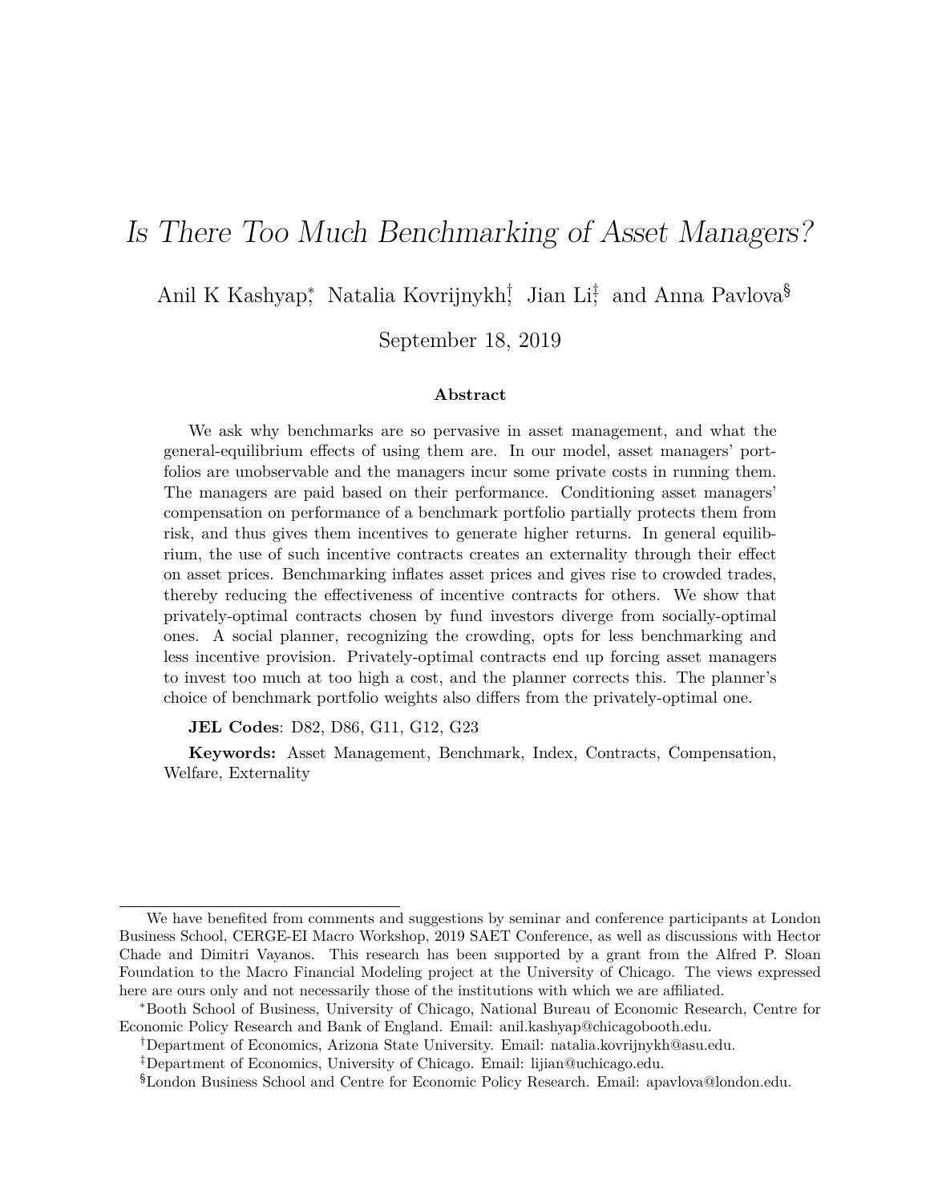# *Is There Too Much Benchmarking of Asset Managers?*

Anil K Kashyap[*], Natalia Kovrijnykh[†], Jian Li[‡], and Anna Pavlova[§]

September 18, 2019

### Abstract

We ask why benchmarks are so pervasive in asset management, and what the general-equilibrium effects of using them are. In our model, asset managers' portfolios are unobservable and the managers incur some private costs in running them. The managers are paid based on their performance. Conditioning asset managers' compensation on performance of a benchmark portfolio partially protects them from risk, and thus gives them incentives to generate higher returns. In general equilibrium, the use of such incentive contracts creates an externality through their effect on asset prices. Benchmarking inflates asset prices and gives rise to crowded trades, thereby reducing the effectiveness of incentive contracts for others. We show that privately-optimal contracts chosen by fund investors diverge from socially-optimal ones. A social planner, recognizing the crowding, opts for less benchmarking and less incentive provision. Privately-optimal contracts end up forcing asset managers to invest too much at too high a cost, and the planner corrects this. The planner's choice of benchmark portfolio weights also differs from the privately-optimal one.

**JEL Codes**: D82, D86, G11, G12, G23

**Keywords:** Asset Management, Benchmark, Index, Contracts, Compensation, Welfare, Externality

---

We have benefited from comments and suggestions by seminar and conference participants at London Business School, CERGE-EI Macro Workshop, 2019 SAET Conference, as well as discussions with Hector Chade and Dimitri Vayanos. This research has been supported by a grant from the Alfred P. Sloan Foundation to the Macro Financial Modeling project at the University of Chicago. The views expressed here are ours only and not necessarily those of the institutions with which we are affiliated.

[*]Booth School of Business, University of Chicago, National Bureau of Economic Research, Centre for Economic Policy Research and Bank of England. Email: anil.kashyap@chicagobooth.edu.

[†]Department of Economics, Arizona State University. Email: natalia.kovrijnykh@asu.edu.

[‡]Department of Economics, University of Chicago. Email: lijian@uchicago.edu.

[§]London Business School and Centre for Economic Policy Research. Email: apavlova@london.edu.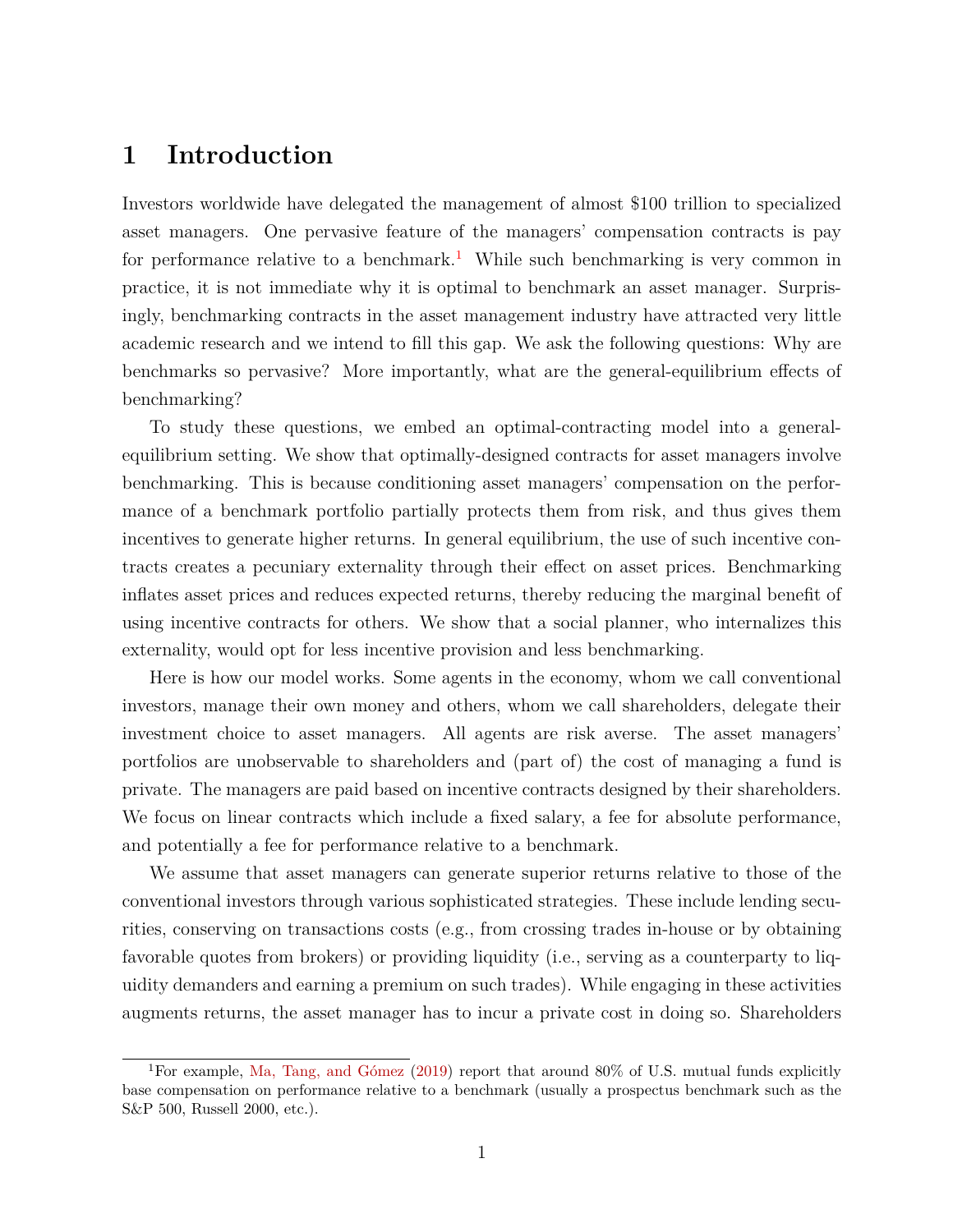# 1 Introduction

Investors worldwide have delegated the management of almost \$100 trillion to specialized asset managers. One pervasive feature of the managers' compensation contracts is pay for performance relative to a benchmark.[1] While such benchmarking is very common in practice, it is not immediate why it is optimal to benchmark an asset manager. Surprisingly, benchmarking contracts in the asset management industry have attracted very little academic research and we intend to fill this gap. We ask the following questions: Why are benchmarks so pervasive? More importantly, what are the general-equilibrium effects of benchmarking?

To study these questions, we embed an optimal-contracting model into a general-equilibrium setting. We show that optimally-designed contracts for asset managers involve benchmarking. This is because conditioning asset managers' compensation on the performance of a benchmark portfolio partially protects them from risk, and thus gives them incentives to generate higher returns. In general equilibrium, the use of such incentive contracts creates a pecuniary externality through their effect on asset prices. Benchmarking inflates asset prices and reduces expected returns, thereby reducing the marginal benefit of using incentive contracts for others. We show that a social planner, who internalizes this externality, would opt for less incentive provision and less benchmarking.

Here is how our model works. Some agents in the economy, whom we call conventional investors, manage their own money and others, whom we call shareholders, delegate their investment choice to asset managers. All agents are risk averse. The asset managers' portfolios are unobservable to shareholders and (part of) the cost of managing a fund is private. The managers are paid based on incentive contracts designed by their shareholders. We focus on linear contracts which include a fixed salary, a fee for absolute performance, and potentially a fee for performance relative to a benchmark.

We assume that asset managers can generate superior returns relative to those of the conventional investors through various sophisticated strategies. These include lending securities, conserving on transactions costs (e.g., from crossing trades in-house or by obtaining favorable quotes from brokers) or providing liquidity (i.e., serving as a counterparty to liquidity demanders and earning a premium on such trades). While engaging in these activities augments returns, the asset manager has to incur a private cost in doing so. Shareholders

[1] For example, Ma, Tang, and Gómez (2019) report that around 80% of U.S. mutual funds explicitly base compensation on performance relative to a benchmark (usually a prospectus benchmark such as the S&P 500, Russell 2000, etc.).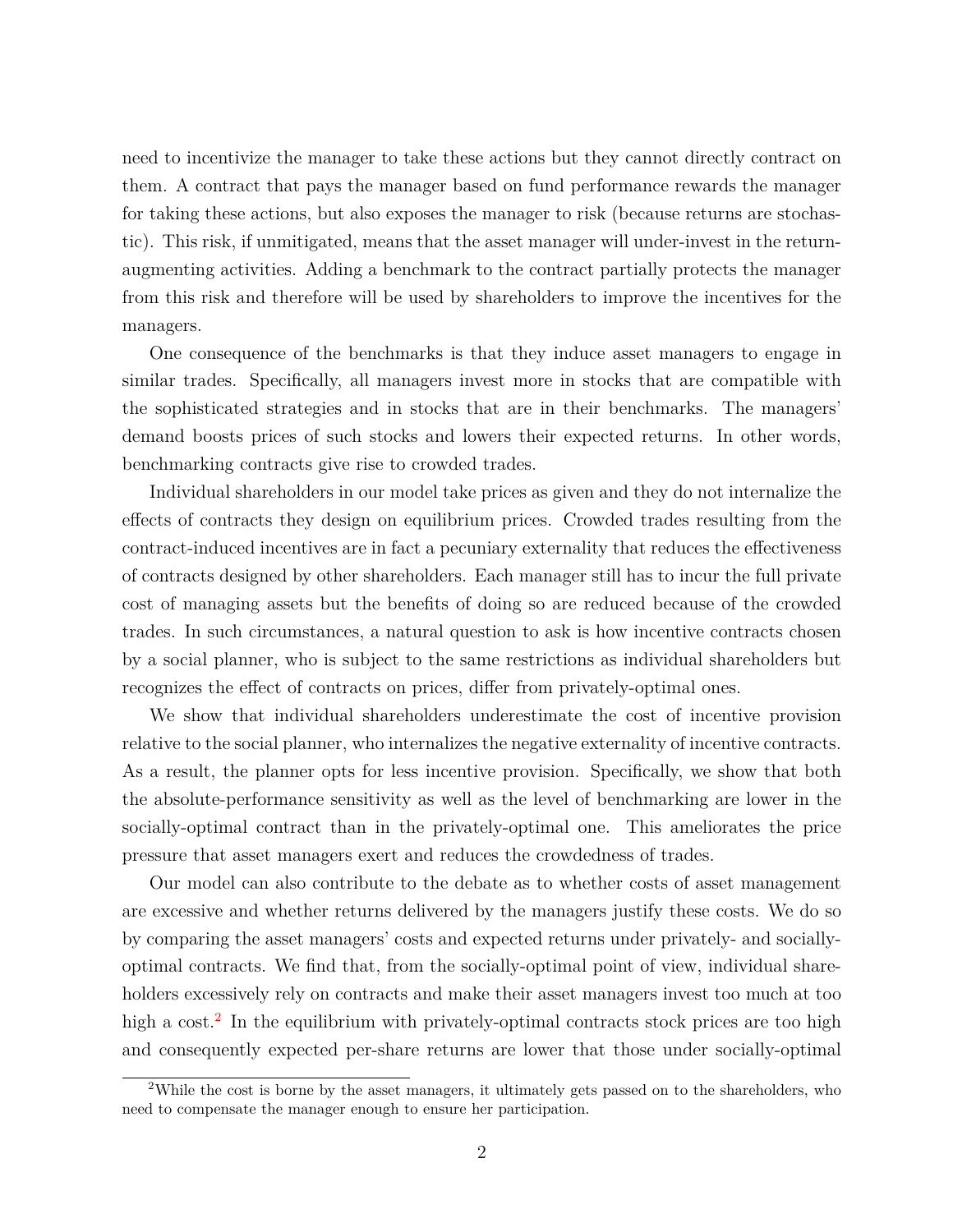need to incentivize the manager to take these actions but they cannot directly contract on them. A contract that pays the manager based on fund performance rewards the manager for taking these actions, but also exposes the manager to risk (because returns are stochastic). This risk, if unmitigated, means that the asset manager will under-invest in the return-augmenting activities. Adding a benchmark to the contract partially protects the manager from this risk and therefore will be used by shareholders to improve the incentives for the managers.

One consequence of the benchmarks is that they induce asset managers to engage in similar trades. Specifically, all managers invest more in stocks that are compatible with the sophisticated strategies and in stocks that are in their benchmarks. The managers' demand boosts prices of such stocks and lowers their expected returns. In other words, benchmarking contracts give rise to crowded trades.

Individual shareholders in our model take prices as given and they do not internalize the effects of contracts they design on equilibrium prices. Crowded trades resulting from the contract-induced incentives are in fact a pecuniary externality that reduces the effectiveness of contracts designed by other shareholders. Each manager still has to incur the full private cost of managing assets but the benefits of doing so are reduced because of the crowded trades. In such circumstances, a natural question to ask is how incentive contracts chosen by a social planner, who is subject to the same restrictions as individual shareholders but recognizes the effect of contracts on prices, differ from privately-optimal ones.

We show that individual shareholders underestimate the cost of incentive provision relative to the social planner, who internalizes the negative externality of incentive contracts. As a result, the planner opts for less incentive provision. Specifically, we show that both the absolute-performance sensitivity as well as the level of benchmarking are lower in the socially-optimal contract than in the privately-optimal one. This ameliorates the price pressure that asset managers exert and reduces the crowdedness of trades.

Our model can also contribute to the debate as to whether costs of asset management are excessive and whether returns delivered by the managers justify these costs. We do so by comparing the asset managers' costs and expected returns under privately- and socially-optimal contracts. We find that, from the socially-optimal point of view, individual shareholders excessively rely on contracts and make their asset managers invest too much at too high a cost.[2] In the equilibrium with privately-optimal contracts stock prices are too high and consequently expected per-share returns are lower that those under socially-optimal

[2]While the cost is borne by the asset managers, it ultimately gets passed on to the shareholders, who need to compensate the manager enough to ensure her participation.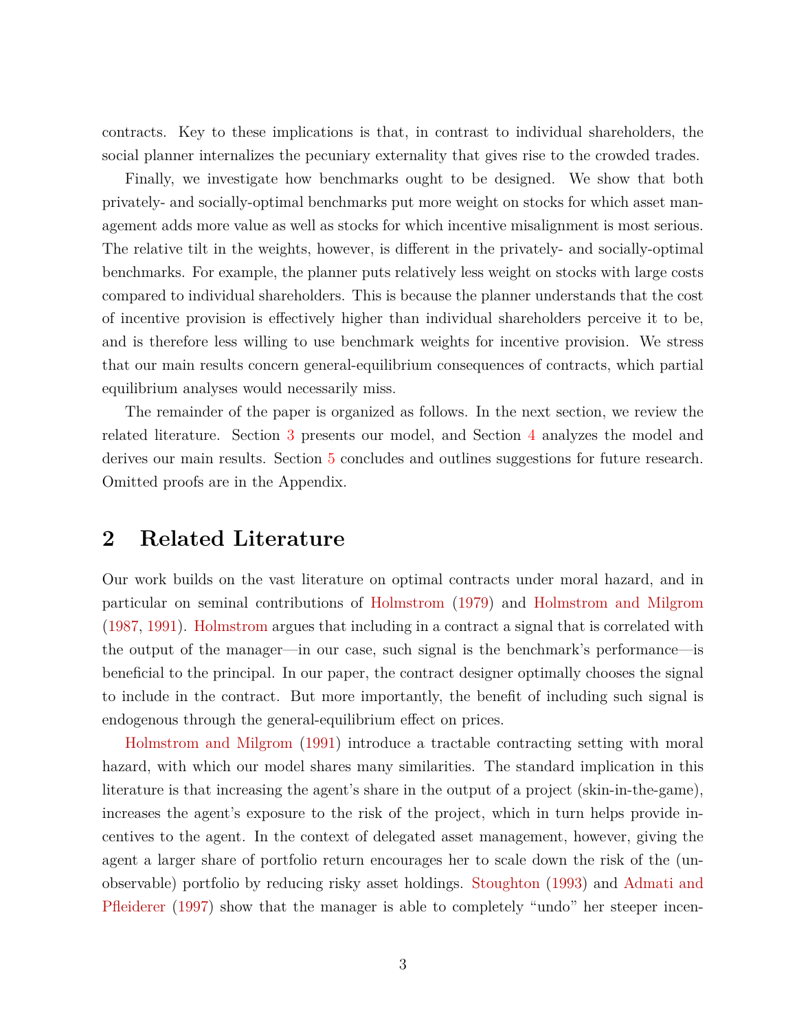contracts. Key to these implications is that, in contrast to individual shareholders, the social planner internalizes the pecuniary externality that gives rise to the crowded trades.

Finally, we investigate how benchmarks ought to be designed. We show that both privately- and socially-optimal benchmarks put more weight on stocks for which asset management adds more value as well as stocks for which incentive misalignment is most serious. The relative tilt in the weights, however, is different in the privately- and socially-optimal benchmarks. For example, the planner puts relatively less weight on stocks with large costs compared to individual shareholders. This is because the planner understands that the cost of incentive provision is effectively higher than individual shareholders perceive it to be, and is therefore less willing to use benchmark weights for incentive provision. We stress that our main results concern general-equilibrium consequences of contracts, which partial equilibrium analyses would necessarily miss.

The remainder of the paper is organized as follows. In the next section, we review the related literature. Section 3 presents our model, and Section 4 analyzes the model and derives our main results. Section 5 concludes and outlines suggestions for future research. Omitted proofs are in the Appendix.

## 2 Related Literature

Our work builds on the vast literature on optimal contracts under moral hazard, and in particular on seminal contributions of Holmstrom (1979) and Holmstrom and Milgrom (1987, 1991). Holmstrom argues that including in a contract a signal that is correlated with the output of the manager—in our case, such signal is the benchmark's performance—is beneficial to the principal. In our paper, the contract designer optimally chooses the signal to include in the contract. But more importantly, the benefit of including such signal is endogenous through the general-equilibrium effect on prices.

Holmstrom and Milgrom (1991) introduce a tractable contracting setting with moral hazard, with which our model shares many similarities. The standard implication in this literature is that increasing the agent's share in the output of a project (skin-in-the-game), increases the agent's exposure to the risk of the project, which in turn helps provide incentives to the agent. In the context of delegated asset management, however, giving the agent a larger share of portfolio return encourages her to scale down the risk of the (unobservable) portfolio by reducing risky asset holdings. Stoughton (1993) and Admati and Pfleiderer (1997) show that the manager is able to completely "undo" her steeper incen-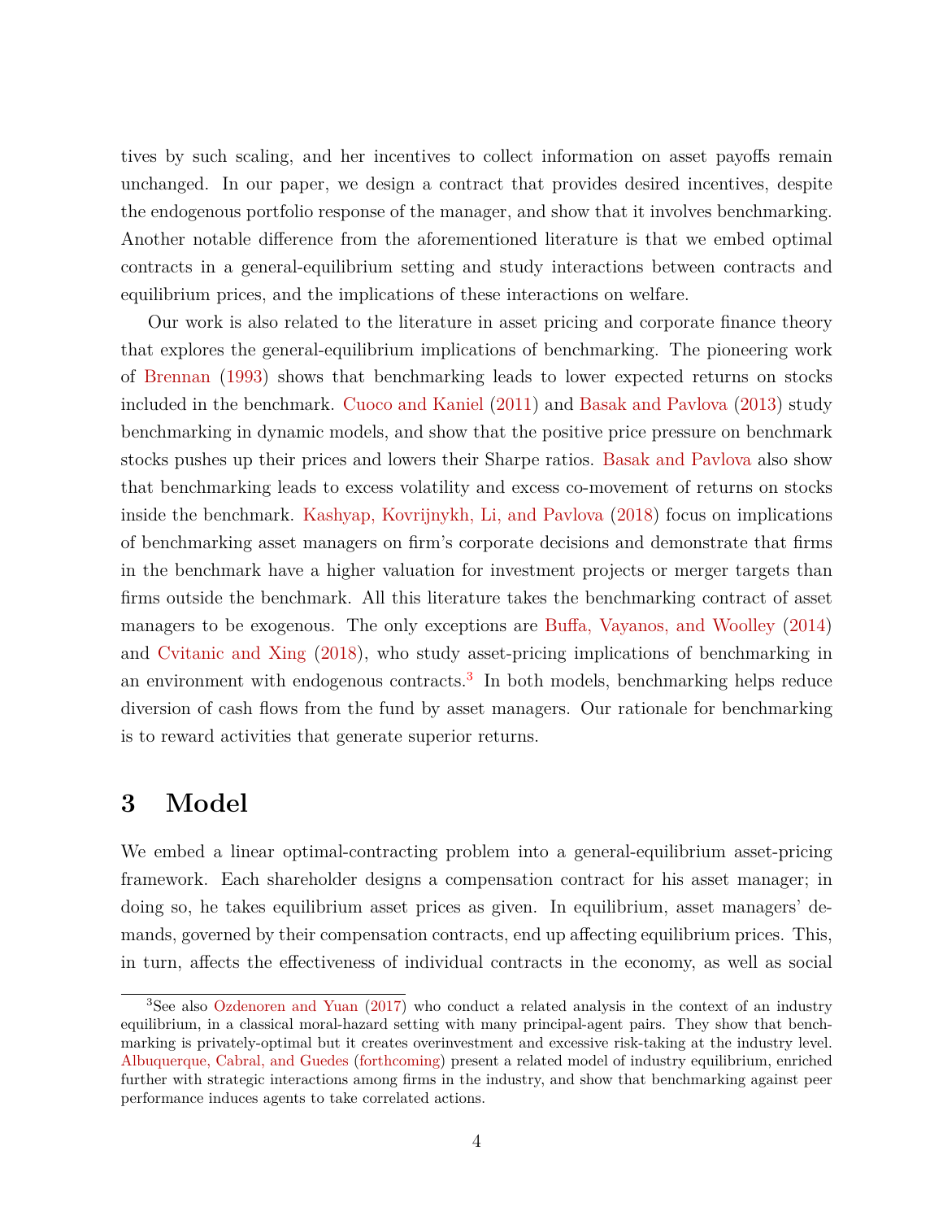tives by such scaling, and her incentives to collect information on asset payoffs remain unchanged. In our paper, we design a contract that provides desired incentives, despite the endogenous portfolio response of the manager, and show that it involves benchmarking. Another notable difference from the aforementioned literature is that we embed optimal contracts in a general-equilibrium setting and study interactions between contracts and equilibrium prices, and the implications of these interactions on welfare.

Our work is also related to the literature in asset pricing and corporate finance theory that explores the general-equilibrium implications of benchmarking. The pioneering work of Brennan (1993) shows that benchmarking leads to lower expected returns on stocks included in the benchmark. Cuoco and Kaniel (2011) and Basak and Pavlova (2013) study benchmarking in dynamic models, and show that the positive price pressure on benchmark stocks pushes up their prices and lowers their Sharpe ratios. Basak and Pavlova also show that benchmarking leads to excess volatility and excess co-movement of returns on stocks inside the benchmark. Kashyap, Kovrijnykh, Li, and Pavlova (2018) focus on implications of benchmarking asset managers on firm's corporate decisions and demonstrate that firms in the benchmark have a higher valuation for investment projects or merger targets than firms outside the benchmark. All this literature takes the benchmarking contract of asset managers to be exogenous. The only exceptions are Buffa, Vayanos, and Woolley (2014) and Cvitanic and Xing (2018), who study asset-pricing implications of benchmarking in an environment with endogenous contracts.[3] In both models, benchmarking helps reduce diversion of cash flows from the fund by asset managers. Our rationale for benchmarking is to reward activities that generate superior returns.

# 3 Model

We embed a linear optimal-contracting problem into a general-equilibrium asset-pricing framework. Each shareholder designs a compensation contract for his asset manager; in doing so, he takes equilibrium asset prices as given. In equilibrium, asset managers' demands, governed by their compensation contracts, end up affecting equilibrium prices. This, in turn, affects the effectiveness of individual contracts in the economy, as well as social

[3] See also Ozdenoren and Yuan (2017) who conduct a related analysis in the context of an industry equilibrium, in a classical moral-hazard setting with many principal-agent pairs. They show that benchmarking is privately-optimal but it creates overinvestment and excessive risk-taking at the industry level. Albuquerque, Cabral, and Guedes (forthcoming) present a related model of industry equilibrium, enriched further with strategic interactions among firms in the industry, and show that benchmarking against peer performance induces agents to take correlated actions.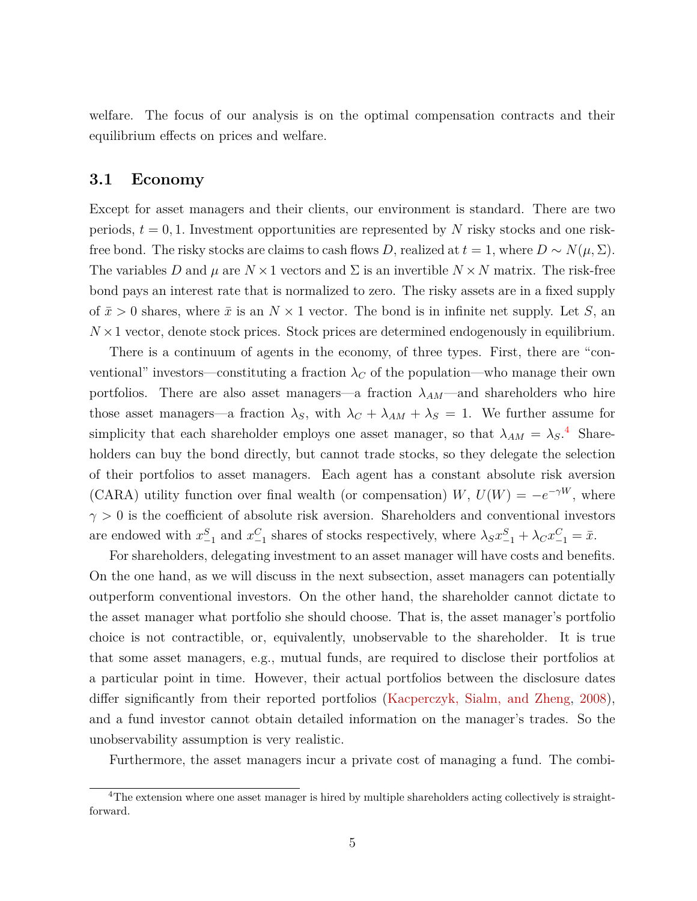welfare. The focus of our analysis is on the optimal compensation contracts and their equilibrium effects on prices and welfare.

## 3.1 Economy

Except for asset managers and their clients, our environment is standard. There are two periods, $t = 0, 1$. Investment opportunities are represented by $N$ risky stocks and one risk-free bond. The risky stocks are claims to cash flows $D$, realized at $t = 1$, where $D \sim N(\mu, \Sigma)$. The variables $D$ and $\mu$ are $N \times 1$ vectors and $\Sigma$ is an invertible $N \times N$ matrix. The risk-free bond pays an interest rate that is normalized to zero. The risky assets are in a fixed supply of $\bar{x} > 0$ shares, where $\bar{x}$ is an $N \times 1$ vector. The bond is in infinite net supply. Let $S$, an $N \times 1$ vector, denote stock prices. Stock prices are determined endogenously in equilibrium.

There is a continuum of agents in the economy, of three types. First, there are "conventional" investors—constituting a fraction $\lambda_C$ of the population—who manage their own portfolios. There are also asset managers—a fraction $\lambda_{AM}$—and shareholders who hire those asset managers—a fraction $\lambda_S$, with $\lambda_C + \lambda_{AM} + \lambda_S = 1$. We further assume for simplicity that each shareholder employs one asset manager, so that $\lambda_{AM} = \lambda_S$.[4] Shareholders can buy the bond directly, but cannot trade stocks, so they delegate the selection of their portfolios to asset managers. Each agent has a constant absolute risk aversion (CARA) utility function over final wealth (or compensation) $W$, $U(W) = -e^{-\gamma W}$, where $\gamma > 0$ is the coefficient of absolute risk aversion. Shareholders and conventional investors are endowed with $x^S_{-1}$ and $x^C_{-1}$ shares of stocks respectively, where $\lambda_S x^S_{-1} + \lambda_C x^C_{-1} = \bar{x}$.

For shareholders, delegating investment to an asset manager will have costs and benefits. On the one hand, as we will discuss in the next subsection, asset managers can potentially outperform conventional investors. On the other hand, the shareholder cannot dictate to the asset manager what portfolio she should choose. That is, the asset manager's portfolio choice is not contractible, or, equivalently, unobservable to the shareholder. It is true that some asset managers, e.g., mutual funds, are required to disclose their portfolios at a particular point in time. However, their actual portfolios between the disclosure dates differ significantly from their reported portfolios (Kacperczyk, Sialm, and Zheng, 2008), and a fund investor cannot obtain detailed information on the manager's trades. So the unobservability assumption is very realistic.

Furthermore, the asset managers incur a private cost of managing a fund. The combi-

[4] The extension where one asset manager is hired by multiple shareholders acting collectively is straightforward.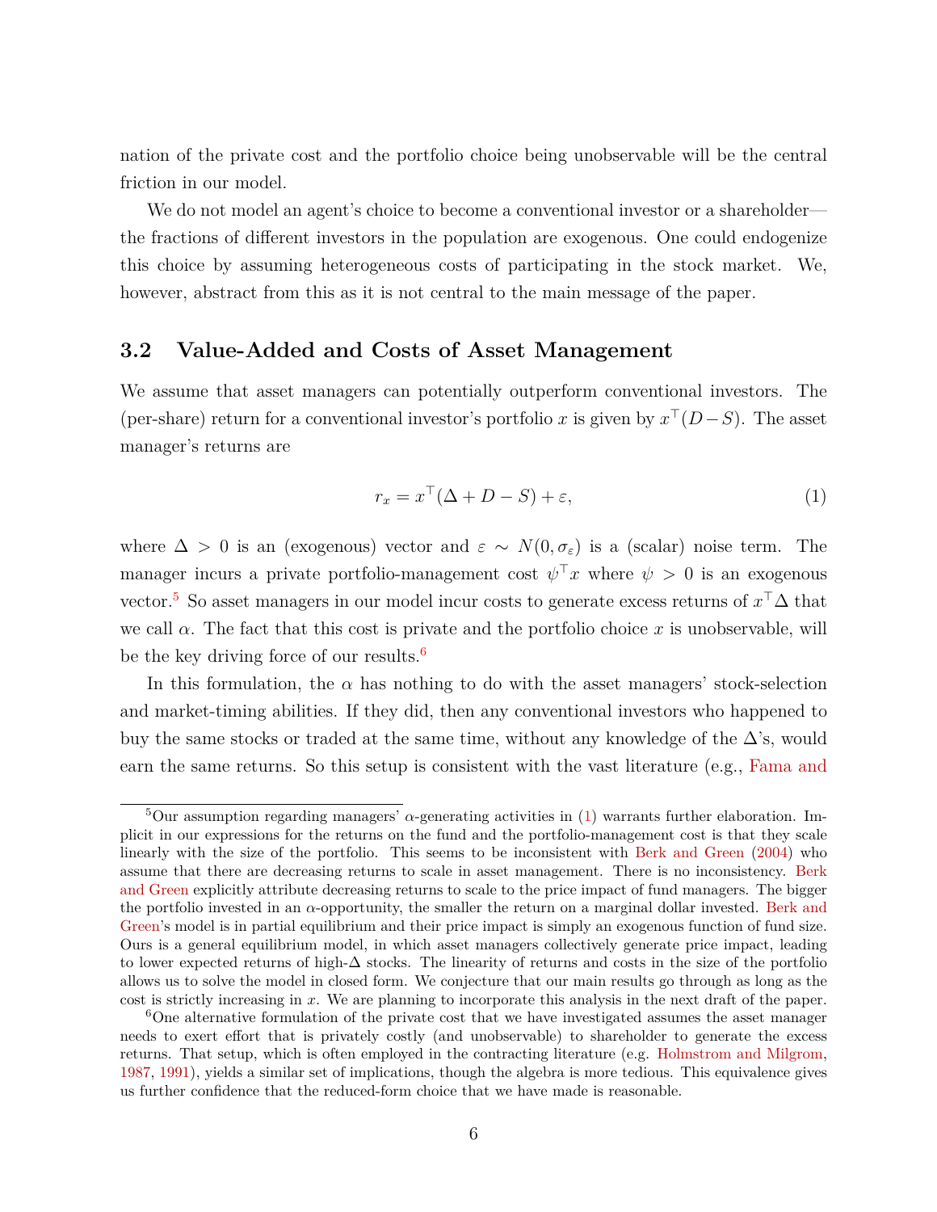nation of the private cost and the portfolio choice being unobservable will be the central friction in our model.

We do not model an agent's choice to become a conventional investor or a shareholder—the fractions of different investors in the population are exogenous. One could endogenize this choice by assuming heterogeneous costs of participating in the stock market. We, however, abstract from this as it is not central to the main message of the paper.

## 3.2 Value-Added and Costs of Asset Management

We assume that asset managers can potentially outperform conventional investors. The (per-share) return for a conventional investor's portfolio $x$ is given by $x^\top(D-S)$. The asset manager's returns are

$$r_x = x^\top(\Delta + D - S) + \varepsilon, \tag{1}$$

where $\Delta > 0$ is an (exogenous) vector and $\varepsilon \sim N(0, \sigma_\varepsilon)$ is a (scalar) noise term. The manager incurs a private portfolio-management cost $\psi^\top x$ where $\psi > 0$ is an exogenous vector.[5] So asset managers in our model incur costs to generate excess returns of $x^\top\Delta$ that we call $\alpha$. The fact that this cost is private and the portfolio choice $x$ is unobservable, will be the key driving force of our results.[6]

In this formulation, the $\alpha$ has nothing to do with the asset managers' stock-selection and market-timing abilities. If they did, then any conventional investors who happened to buy the same stocks or traded at the same time, without any knowledge of the $\Delta$'s, would earn the same returns. So this setup is consistent with the vast literature (e.g., Fama and

---

[5] Our assumption regarding managers' $\alpha$-generating activities in (1) warrants further elaboration. Implicit in our expressions for the returns on the fund and the portfolio-management cost is that they scale linearly with the size of the portfolio. This seems to be inconsistent with Berk and Green (2004) who assume that there are decreasing returns to scale in asset management. There is no inconsistency. Berk and Green explicitly attribute decreasing returns to scale to the price impact of fund managers. The bigger the portfolio invested in an $\alpha$-opportunity, the smaller the return on a marginal dollar invested. Berk and Green's model is in partial equilibrium and their price impact is simply an exogenous function of fund size. Ours is a general equilibrium model, in which asset managers collectively generate price impact, leading to lower expected returns of high-$\Delta$ stocks. The linearity of returns and costs in the size of the portfolio allows us to solve the model in closed form. We conjecture that our main results go through as long as the cost is strictly increasing in $x$. We are planning to incorporate this analysis in the next draft of the paper.

[6] One alternative formulation of the private cost that we have investigated assumes the asset manager needs to exert effort that is privately costly (and unobservable) to shareholder to generate the excess returns. That setup, which is often employed in the contracting literature (e.g. Holmstrom and Milgrom, 1987, 1991), yields a similar set of implications, though the algebra is more tedious. This equivalence gives us further confidence that the reduced-form choice that we have made is reasonable.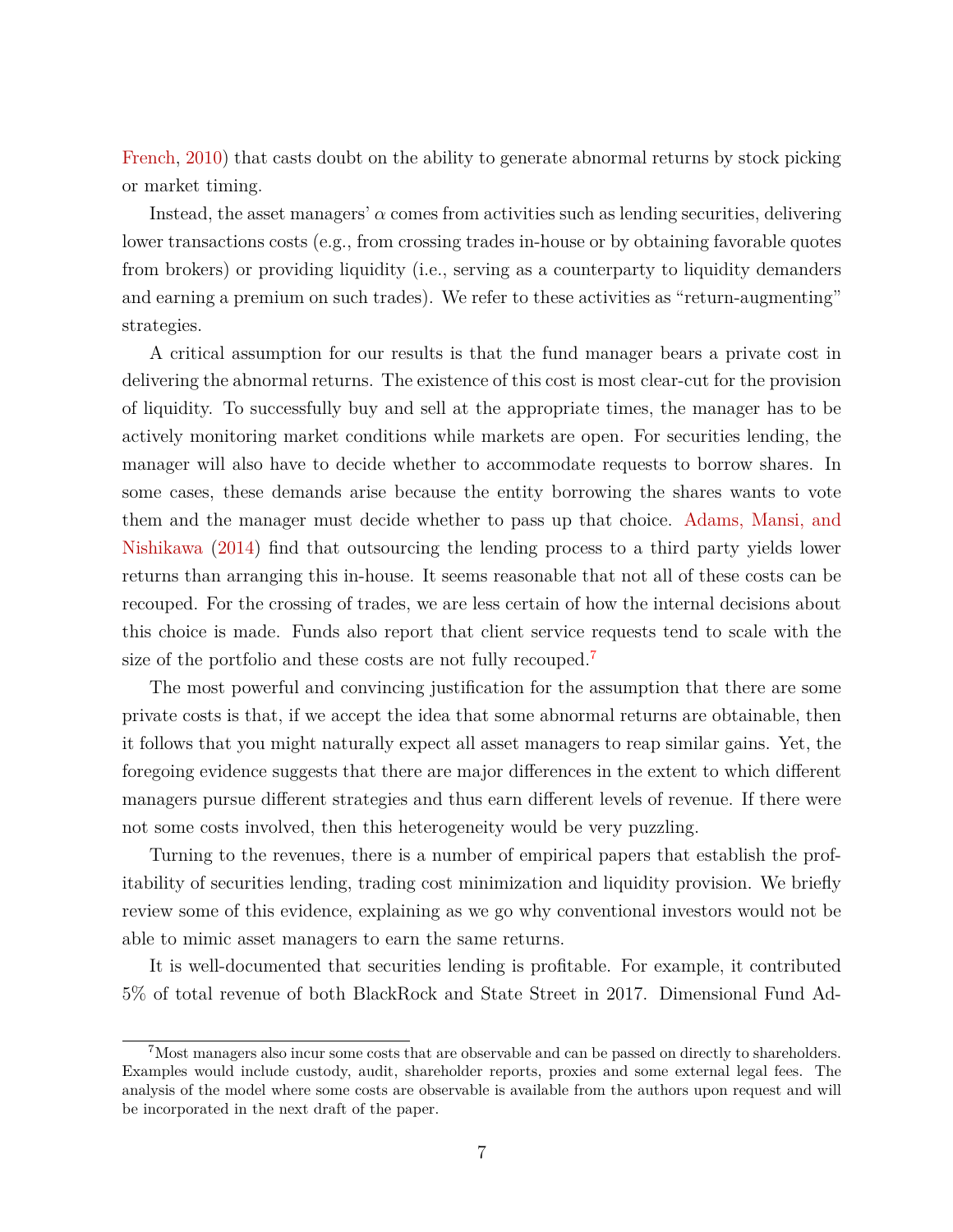French, 2010) that casts doubt on the ability to generate abnormal returns by stock picking or market timing.

Instead, the asset managers' $\alpha$ comes from activities such as lending securities, delivering lower transactions costs (e.g., from crossing trades in-house or by obtaining favorable quotes from brokers) or providing liquidity (i.e., serving as a counterparty to liquidity demanders and earning a premium on such trades). We refer to these activities as "return-augmenting" strategies.

A critical assumption for our results is that the fund manager bears a private cost in delivering the abnormal returns. The existence of this cost is most clear-cut for the provision of liquidity. To successfully buy and sell at the appropriate times, the manager has to be actively monitoring market conditions while markets are open. For securities lending, the manager will also have to decide whether to accommodate requests to borrow shares. In some cases, these demands arise because the entity borrowing the shares wants to vote them and the manager must decide whether to pass up that choice. Adams, Mansi, and Nishikawa (2014) find that outsourcing the lending process to a third party yields lower returns than arranging this in-house. It seems reasonable that not all of these costs can be recouped. For the crossing of trades, we are less certain of how the internal decisions about this choice is made. Funds also report that client service requests tend to scale with the size of the portfolio and these costs are not fully recouped.[7]

The most powerful and convincing justification for the assumption that there are some private costs is that, if we accept the idea that some abnormal returns are obtainable, then it follows that you might naturally expect all asset managers to reap similar gains. Yet, the foregoing evidence suggests that there are major differences in the extent to which different managers pursue different strategies and thus earn different levels of revenue. If there were not some costs involved, then this heterogeneity would be very puzzling.

Turning to the revenues, there is a number of empirical papers that establish the profitability of securities lending, trading cost minimization and liquidity provision. We briefly review some of this evidence, explaining as we go why conventional investors would not be able to mimic asset managers to earn the same returns.

It is well-documented that securities lending is profitable. For example, it contributed 5% of total revenue of both BlackRock and State Street in 2017. Dimensional Fund Ad-

[7] Most managers also incur some costs that are observable and can be passed on directly to shareholders. Examples would include custody, audit, shareholder reports, proxies and some external legal fees. The analysis of the model where some costs are observable is available from the authors upon request and will be incorporated in the next draft of the paper.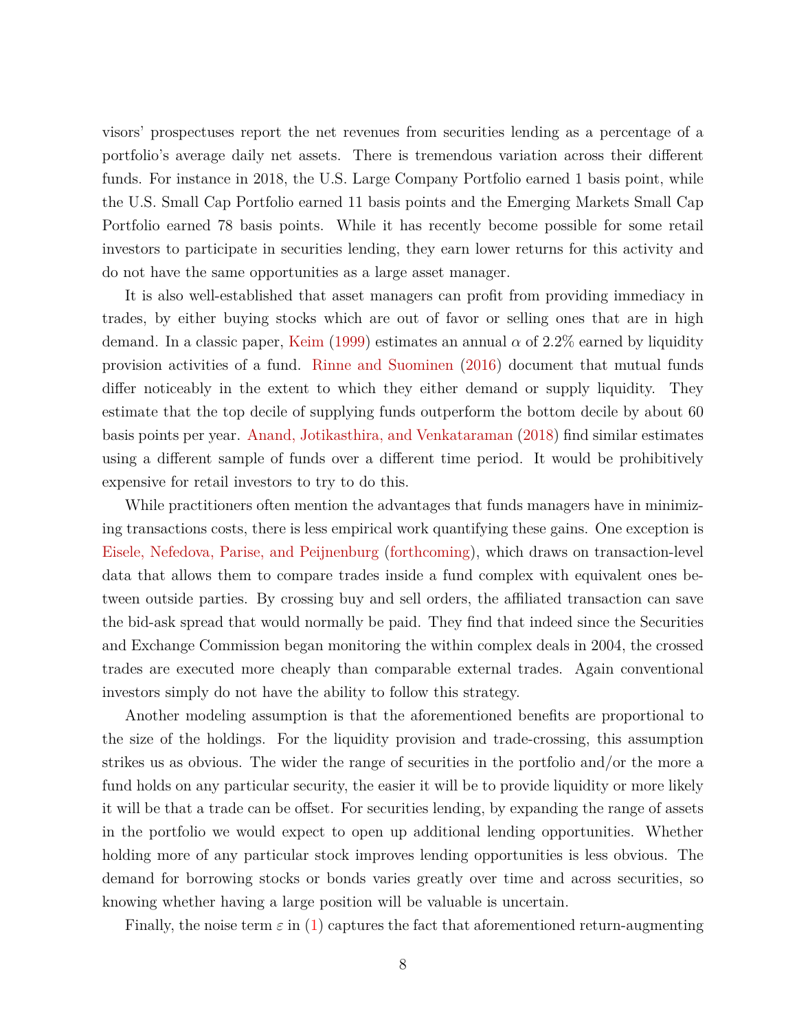visors' prospectuses report the net revenues from securities lending as a percentage of a portfolio's average daily net assets. There is tremendous variation across their different funds. For instance in 2018, the U.S. Large Company Portfolio earned 1 basis point, while the U.S. Small Cap Portfolio earned 11 basis points and the Emerging Markets Small Cap Portfolio earned 78 basis points. While it has recently become possible for some retail investors to participate in securities lending, they earn lower returns for this activity and do not have the same opportunities as a large asset manager.

It is also well-established that asset managers can profit from providing immediacy in trades, by either buying stocks which are out of favor or selling ones that are in high demand. In a classic paper, Keim (1999) estimates an annual $\alpha$ of 2.2% earned by liquidity provision activities of a fund. Rinne and Suominen (2016) document that mutual funds differ noticeably in the extent to which they either demand or supply liquidity. They estimate that the top decile of supplying funds outperform the bottom decile by about 60 basis points per year. Anand, Jotikasthira, and Venkataraman (2018) find similar estimates using a different sample of funds over a different time period. It would be prohibitively expensive for retail investors to try to do this.

While practitioners often mention the advantages that funds managers have in minimizing transactions costs, there is less empirical work quantifying these gains. One exception is Eisele, Nefedova, Parise, and Peijnenburg (forthcoming), which draws on transaction-level data that allows them to compare trades inside a fund complex with equivalent ones between outside parties. By crossing buy and sell orders, the affiliated transaction can save the bid-ask spread that would normally be paid. They find that indeed since the Securities and Exchange Commission began monitoring the within complex deals in 2004, the crossed trades are executed more cheaply than comparable external trades. Again conventional investors simply do not have the ability to follow this strategy.

Another modeling assumption is that the aforementioned benefits are proportional to the size of the holdings. For the liquidity provision and trade-crossing, this assumption strikes us as obvious. The wider the range of securities in the portfolio and/or the more a fund holds on any particular security, the easier it will be to provide liquidity or more likely it will be that a trade can be offset. For securities lending, by expanding the range of assets in the portfolio we would expect to open up additional lending opportunities. Whether holding more of any particular stock improves lending opportunities is less obvious. The demand for borrowing stocks or bonds varies greatly over time and across securities, so knowing whether having a large position will be valuable is uncertain.

Finally, the noise term $\varepsilon$ in (1) captures the fact that aforementioned return-augmenting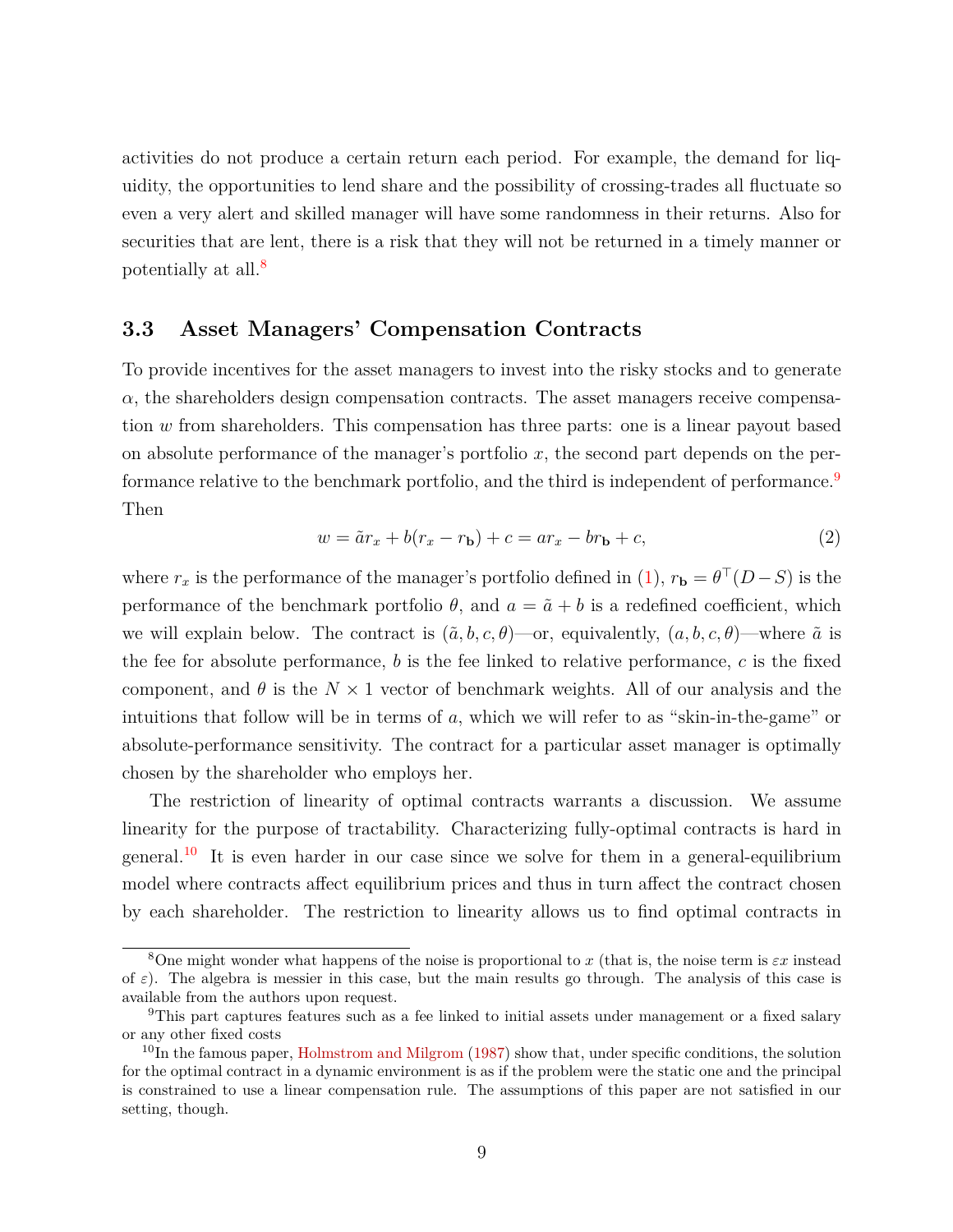activities do not produce a certain return each period. For example, the demand for liquidity, the opportunities to lend share and the possibility of crossing-trades all fluctuate so even a very alert and skilled manager will have some randomness in their returns. Also for securities that are lent, there is a risk that they will not be returned in a timely manner or potentially at all.[8]

### 3.3 Asset Managers' Compensation Contracts

To provide incentives for the asset managers to invest into the risky stocks and to generate $\alpha$, the shareholders design compensation contracts. The asset managers receive compensation $w$ from shareholders. This compensation has three parts: one is a linear payout based on absolute performance of the manager's portfolio $x$, the second part depends on the performance relative to the benchmark portfolio, and the third is independent of performance.[9] Then

$$w = \tilde{a} r_x + b(r_x - r_{\mathbf{b}}) + c = a r_x - b r_{\mathbf{b}} + c, \tag{2}$$

where $r_x$ is the performance of the manager's portfolio defined in (1), $r_{\mathbf{b}} = \theta^\top (D - S)$ is the performance of the benchmark portfolio $\theta$, and $a = \tilde{a} + b$ is a redefined coefficient, which we will explain below. The contract is $(\tilde{a}, b, c, \theta)$—or, equivalently, $(a, b, c, \theta)$—where $\tilde{a}$ is the fee for absolute performance, $b$ is the fee linked to relative performance, $c$ is the fixed component, and $\theta$ is the $N \times 1$ vector of benchmark weights. All of our analysis and the intuitions that follow will be in terms of $a$, which we will refer to as "skin-in-the-game" or absolute-performance sensitivity. The contract for a particular asset manager is optimally chosen by the shareholder who employs her.

The restriction of linearity of optimal contracts warrants a discussion. We assume linearity for the purpose of tractability. Characterizing fully-optimal contracts is hard in general.[10] It is even harder in our case since we solve for them in a general-equilibrium model where contracts affect equilibrium prices and thus in turn affect the contract chosen by each shareholder. The restriction to linearity allows us to find optimal contracts in

---

[8] One might wonder what happens of the noise is proportional to $x$ (that is, the noise term is $\varepsilon x$ instead of $\varepsilon$). The algebra is messier in this case, but the main results go through. The analysis of this case is available from the authors upon request.

[9] This part captures features such as a fee linked to initial assets under management or a fixed salary or any other fixed costs

[10] In the famous paper, Holmstrom and Milgrom (1987) show that, under specific conditions, the solution for the optimal contract in a dynamic environment is as if the problem were the static one and the principal is constrained to use a linear compensation rule. The assumptions of this paper are not satisfied in our setting, though.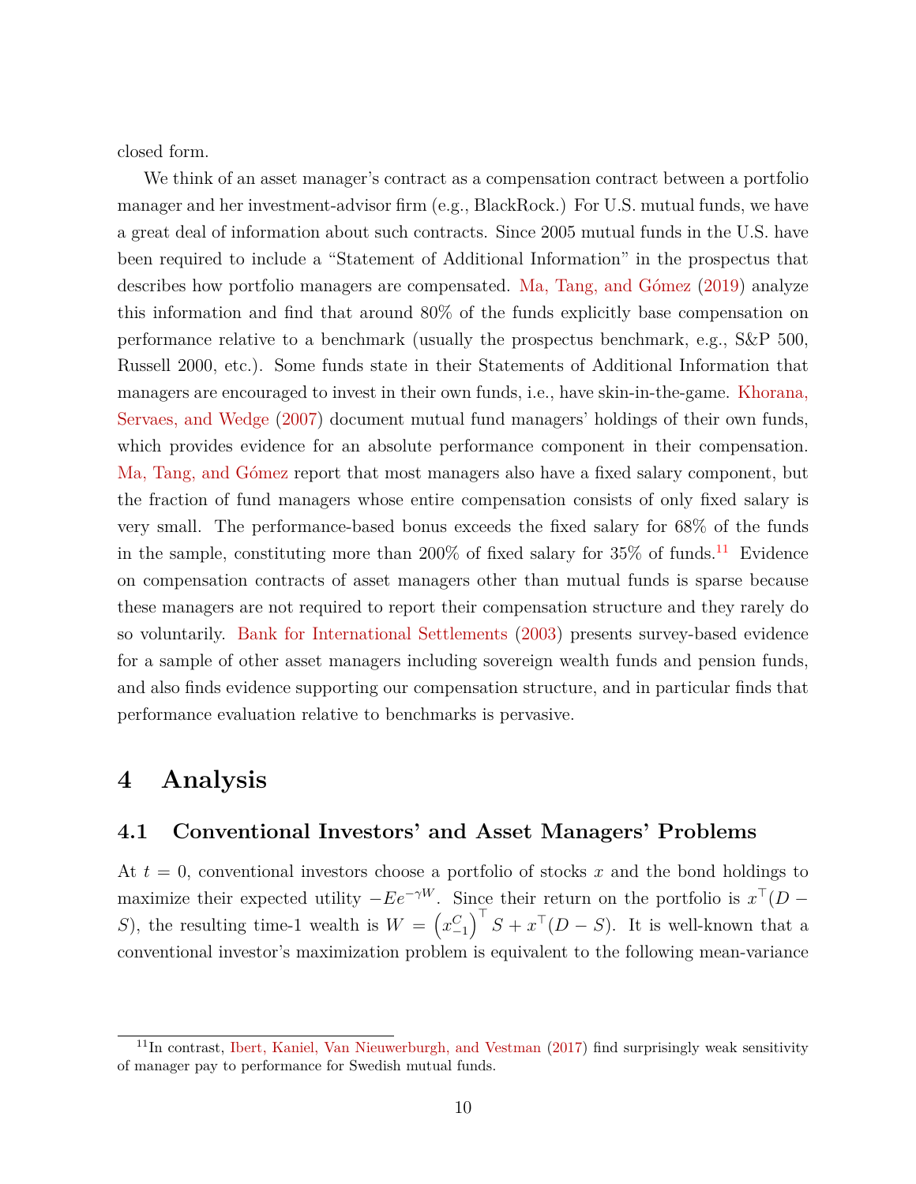closed form.

We think of an asset manager's contract as a compensation contract between a portfolio manager and her investment-advisor firm (e.g., BlackRock.) For U.S. mutual funds, we have a great deal of information about such contracts. Since 2005 mutual funds in the U.S. have been required to include a "Statement of Additional Information" in the prospectus that describes how portfolio managers are compensated. Ma, Tang, and Gómez (2019) analyze this information and find that around 80% of the funds explicitly base compensation on performance relative to a benchmark (usually the prospectus benchmark, e.g., S&P 500, Russell 2000, etc.). Some funds state in their Statements of Additional Information that managers are encouraged to invest in their own funds, i.e., have skin-in-the-game. Khorana, Servaes, and Wedge (2007) document mutual fund managers' holdings of their own funds, which provides evidence for an absolute performance component in their compensation. Ma, Tang, and Gómez report that most managers also have a fixed salary component, but the fraction of fund managers whose entire compensation consists of only fixed salary is very small. The performance-based bonus exceeds the fixed salary for 68% of the funds in the sample, constituting more than 200% of fixed salary for 35% of funds.[11] Evidence on compensation contracts of asset managers other than mutual funds is sparse because these managers are not required to report their compensation structure and they rarely do so voluntarily. Bank for International Settlements (2003) presents survey-based evidence for a sample of other asset managers including sovereign wealth funds and pension funds, and also finds evidence supporting our compensation structure, and in particular finds that performance evaluation relative to benchmarks is pervasive.

# 4 Analysis

## 4.1 Conventional Investors' and Asset Managers' Problems

At $t = 0$, conventional investors choose a portfolio of stocks $x$ and the bond holdings to maximize their expected utility $-Ee^{-\gamma W}$. Since their return on the portfolio is $x^\top(D - S)$, the resulting time-1 wealth is $W = \left(x_{-1}^C\right)^\top S + x^\top(D - S)$. It is well-known that a conventional investor's maximization problem is equivalent to the following mean-variance

[11] In contrast, Ibert, Kaniel, Van Nieuwerburgh, and Vestman (2017) find surprisingly weak sensitivity of manager pay to performance for Swedish mutual funds.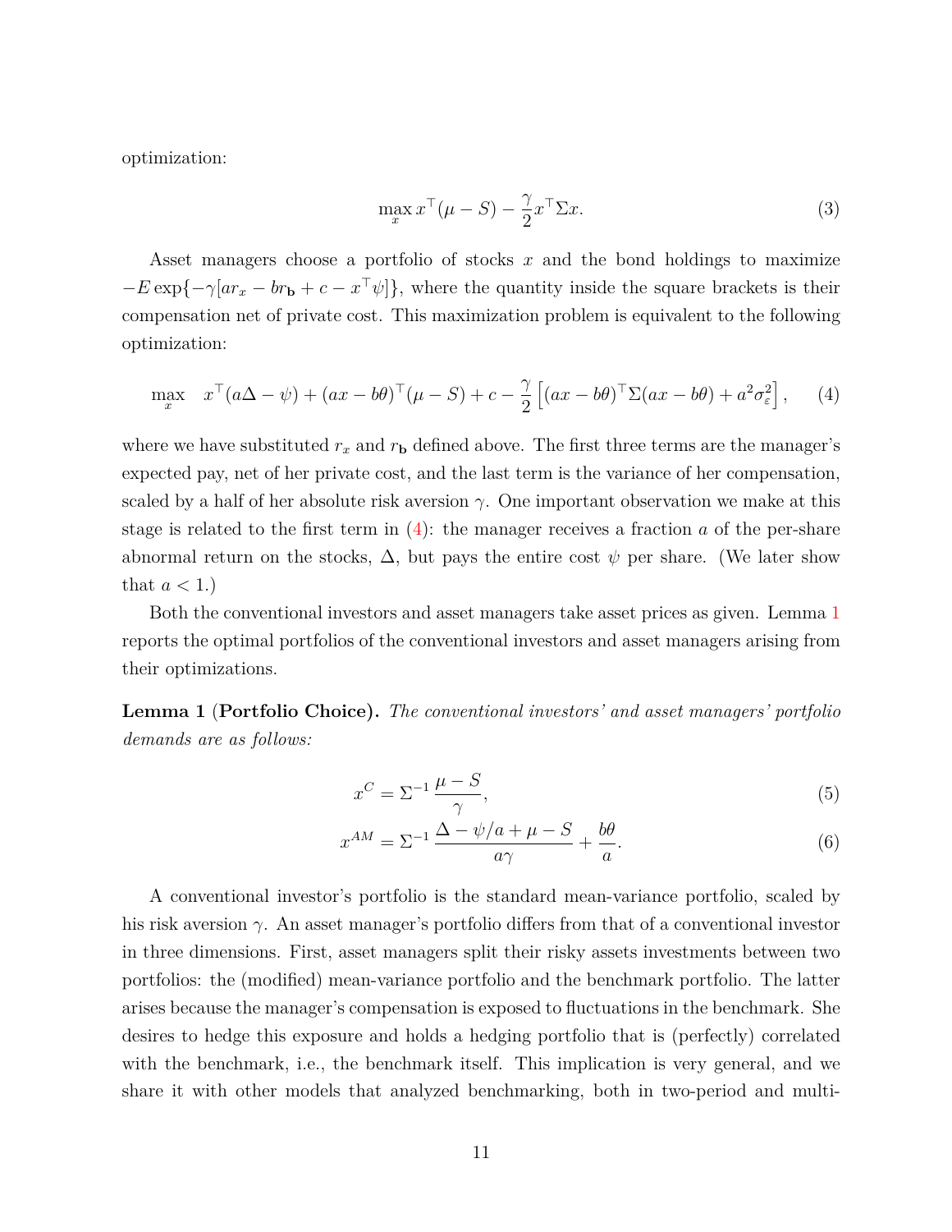optimization:

$$\max_{x} x^\top(\mu - S) - \frac{\gamma}{2} x^\top \Sigma x. \tag{3}$$

Asset managers choose a portfolio of stocks $x$ and the bond holdings to maximize $-E\exp\{-\gamma[ar_x - br_{\mathbf{b}} + c - x^\top\psi]\}$, where the quantity inside the square brackets is their compensation net of private cost. This maximization problem is equivalent to the following optimization:

$$\max_{x} \quad x^\top(a\Delta - \psi) + (ax - b\theta)^\top(\mu - S) + c - \frac{\gamma}{2}\left[(ax - b\theta)^\top\Sigma(ax - b\theta) + a^2\sigma_\varepsilon^2\right], \tag{4}$$

where we have substituted $r_x$ and $r_{\mathbf{b}}$ defined above. The first three terms are the manager's expected pay, net of her private cost, and the last term is the variance of her compensation, scaled by a half of her absolute risk aversion $\gamma$. One important observation we make at this stage is related to the first term in (4): the manager receives a fraction $a$ of the per-share abnormal return on the stocks, $\Delta$, but pays the entire cost $\psi$ per share. (We later show that $a < 1$.)

Both the conventional investors and asset managers take asset prices as given. Lemma 1 reports the optimal portfolios of the conventional investors and asset managers arising from their optimizations.

**Lemma 1** (**Portfolio Choice**). *The conventional investors' and asset managers' portfolio demands are as follows:*

$$x^C = \Sigma^{-1}\,\frac{\mu - S}{\gamma}, \tag{5}$$

$$x^{AM} = \Sigma^{-1}\,\frac{\Delta - \psi/a + \mu - S}{a\gamma} + \frac{b\theta}{a}. \tag{6}$$

A conventional investor's portfolio is the standard mean-variance portfolio, scaled by his risk aversion $\gamma$. An asset manager's portfolio differs from that of a conventional investor in three dimensions. First, asset managers split their risky assets investments between two portfolios: the (modified) mean-variance portfolio and the benchmark portfolio. The latter arises because the manager's compensation is exposed to fluctuations in the benchmark. She desires to hedge this exposure and holds a hedging portfolio that is (perfectly) correlated with the benchmark, i.e., the benchmark itself. This implication is very general, and we share it with other models that analyzed benchmarking, both in two-period and multi-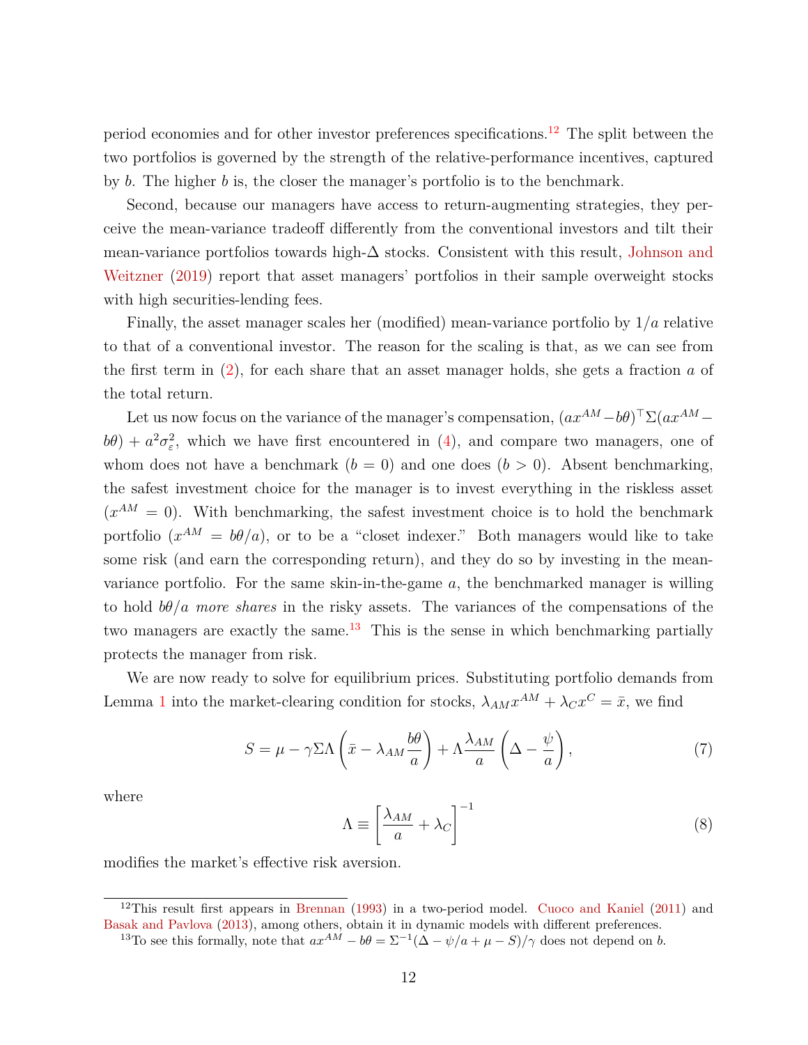period economies and for other investor preferences specifications.[12] The split between the two portfolios is governed by the strength of the relative-performance incentives, captured by $b$. The higher $b$ is, the closer the manager's portfolio is to the benchmark.

Second, because our managers have access to return-augmenting strategies, they perceive the mean-variance tradeoff differently from the conventional investors and tilt their mean-variance portfolios towards high-$\Delta$ stocks. Consistent with this result, Johnson and Weitzner (2019) report that asset managers' portfolios in their sample overweight stocks with high securities-lending fees.

Finally, the asset manager scales her (modified) mean-variance portfolio by $1/a$ relative to that of a conventional investor. The reason for the scaling is that, as we can see from the first term in (2), for each share that an asset manager holds, she gets a fraction $a$ of the total return.

Let us now focus on the variance of the manager's compensation, $(ax^{AM} - b\theta)^\top \Sigma (ax^{AM} - b\theta) + a^2\sigma_\varepsilon^2$, which we have first encountered in (4), and compare two managers, one of whom does not have a benchmark ($b = 0$) and one does ($b > 0$). Absent benchmarking, the safest investment choice for the manager is to invest everything in the riskless asset ($x^{AM} = 0$). With benchmarking, the safest investment choice is to hold the benchmark portfolio ($x^{AM} = b\theta/a$), or to be a "closet indexer." Both managers would like to take some risk (and earn the corresponding return), and they do so by investing in the mean-variance portfolio. For the same skin-in-the-game $a$, the benchmarked manager is willing to hold $b\theta/a$ *more shares* in the risky assets. The variances of the compensations of the two managers are exactly the same.[13] This is the sense in which benchmarking partially protects the manager from risk.

We are now ready to solve for equilibrium prices. Substituting portfolio demands from Lemma 1 into the market-clearing condition for stocks, $\lambda_{AM} x^{AM} + \lambda_C x^C = \bar{x}$, we find

$$S = \mu - \gamma \Sigma \Lambda \left( \bar{x} - \lambda_{AM} \frac{b\theta}{a} \right) + \Lambda \frac{\lambda_{AM}}{a} \left( \Delta - \frac{\psi}{a} \right), \tag{7}$$

where

$$\Lambda \equiv \left[ \frac{\lambda_{AM}}{a} + \lambda_C \right]^{-1} \tag{8}$$

modifies the market's effective risk aversion.

[12] This result first appears in Brennan (1993) in a two-period model. Cuoco and Kaniel (2011) and Basak and Pavlova (2013), among others, obtain it in dynamic models with different preferences.

[13] To see this formally, note that $ax^{AM} - b\theta = \Sigma^{-1}(\Delta - \psi/a + \mu - S)/\gamma$ does not depend on $b$.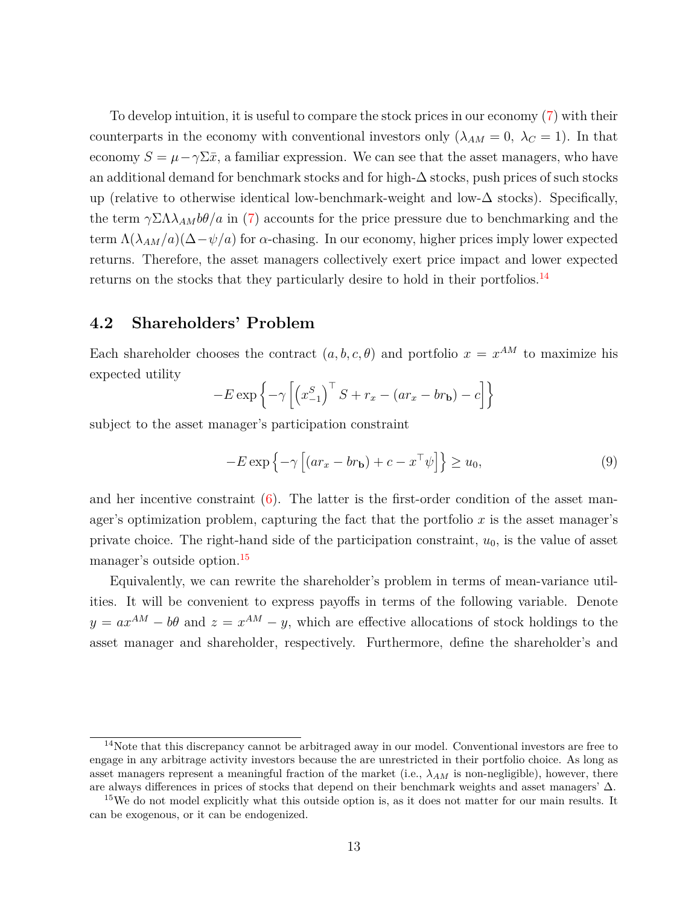To develop intuition, it is useful to compare the stock prices in our economy (7) with their counterparts in the economy with conventional investors only ($\lambda_{AM} = 0,\ \lambda_C = 1$). In that economy $S = \mu - \gamma\Sigma\bar{x}$, a familiar expression. We can see that the asset managers, who have an additional demand for benchmark stocks and for high-$\Delta$ stocks, push prices of such stocks up (relative to otherwise identical low-benchmark-weight and low-$\Delta$ stocks). Specifically, the term $\gamma\Sigma\Lambda\lambda_{AM}b\theta/a$ in (7) accounts for the price pressure due to benchmarking and the term $\Lambda(\lambda_{AM}/a)(\Delta - \psi/a)$ for $\alpha$-chasing. In our economy, higher prices imply lower expected returns. Therefore, the asset managers collectively exert price impact and lower expected returns on the stocks that they particularly desire to hold in their portfolios.[14]

## 4.2 Shareholders' Problem

Each shareholder chooses the contract $(a, b, c, \theta)$ and portfolio $x = x^{AM}$ to maximize his expected utility

$$-E\exp\left\{-\gamma\left[\left(x_{-1}^{S}\right)^{\top}S + r_x - (ar_x - br_{\mathbf{b}}) - c\right]\right\}$$

subject to the asset manager's participation constraint

$$-E\exp\left\{-\gamma\left[(ar_x - br_{\mathbf{b}}) + c - x^{\top}\psi\right]\right\} \geq u_0, \tag{9}$$

and her incentive constraint (6). The latter is the first-order condition of the asset manager's optimization problem, capturing the fact that the portfolio $x$ is the asset manager's private choice. The right-hand side of the participation constraint, $u_0$, is the value of asset manager's outside option.[15]

Equivalently, we can rewrite the shareholder's problem in terms of mean-variance utilities. It will be convenient to express payoffs in terms of the following variable. Denote $y = ax^{AM} - b\theta$ and $z = x^{AM} - y$, which are effective allocations of stock holdings to the asset manager and shareholder, respectively. Furthermore, define the shareholder's and

---

[14] Note that this discrepancy cannot be arbitraged away in our model. Conventional investors are free to engage in any arbitrage activity investors because the are unrestricted in their portfolio choice. As long as asset managers represent a meaningful fraction of the market (i.e., $\lambda_{AM}$ is non-negligible), however, there are always differences in prices of stocks that depend on their benchmark weights and asset managers' $\Delta$.

[15] We do not model explicitly what this outside option is, as it does not matter for our main results. It can be exogenous, or it can be endogenized.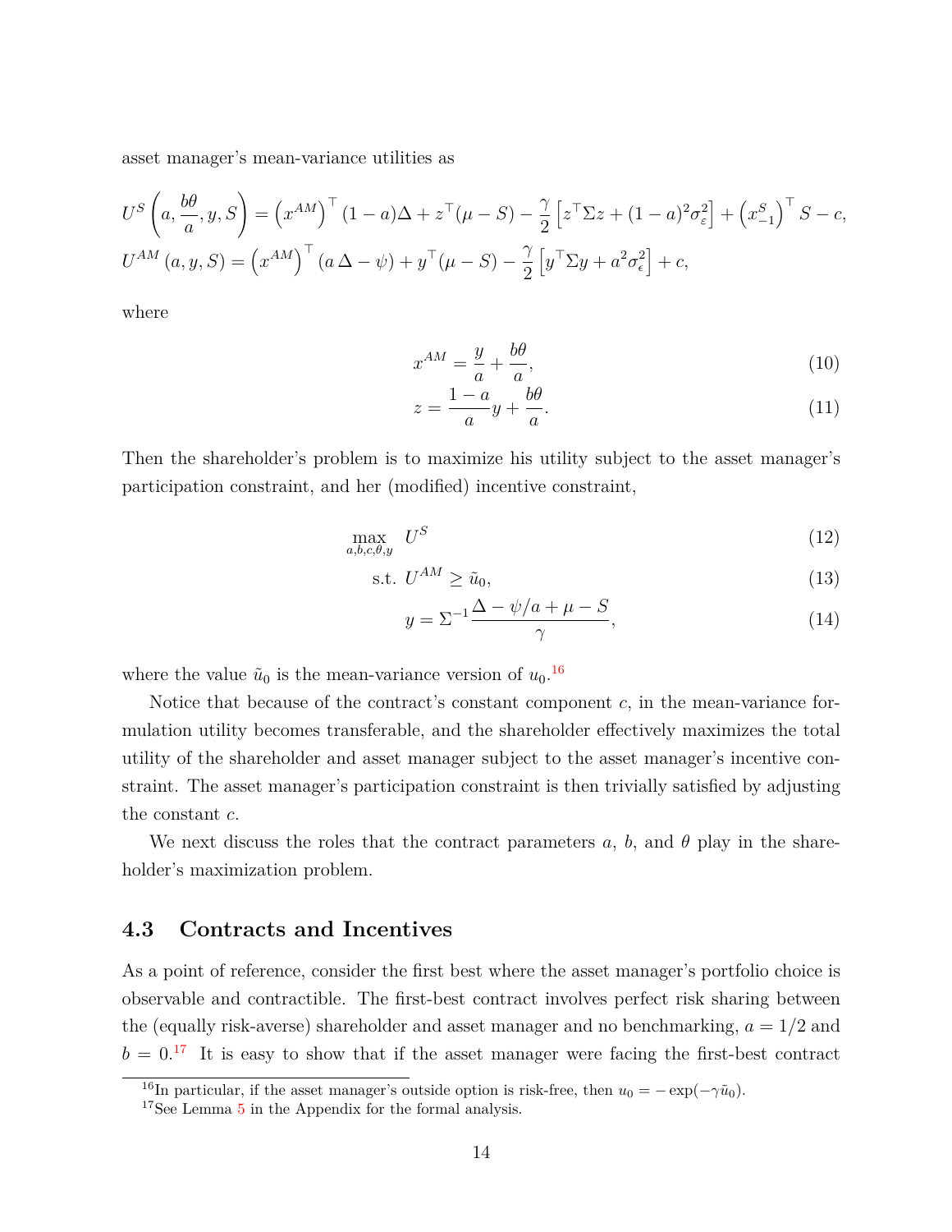asset manager's mean-variance utilities as

$$U^S\left(a, \frac{b\theta}{a}, y, S\right) = \left(x^{AM}\right)^\top (1-a)\Delta + z^\top(\mu - S) - \frac{\gamma}{2}\left[z^\top \Sigma z + (1-a)^2\sigma_\varepsilon^2\right] + \left(x_{-1}^S\right)^\top S - c,$$

$$U^{AM}(a, y, S) = \left(x^{AM}\right)^\top (a\,\Delta - \psi) + y^\top(\mu - S) - \frac{\gamma}{2}\left[y^\top \Sigma y + a^2\sigma_\epsilon^2\right] + c,$$

where

$$x^{AM} = \frac{y}{a} + \frac{b\theta}{a}, \tag{10}$$

$$z = \frac{1-a}{a}y + \frac{b\theta}{a}. \tag{11}$$

Then the shareholder's problem is to maximize his utility subject to the asset manager's participation constraint, and her (modified) incentive constraint,

$$\max_{a,b,c,\theta,y} \; U^S \tag{12}$$

$$\text{s.t. } U^{AM} \geq \tilde{u}_0, \tag{13}$$

$$y = \Sigma^{-1}\frac{\Delta - \psi/a + \mu - S}{\gamma}, \tag{14}$$

where the value $\tilde{u}_0$ is the mean-variance version of $u_0$.[16]

Notice that because of the contract's constant component $c$, in the mean-variance formulation utility becomes transferable, and the shareholder effectively maximizes the total utility of the shareholder and asset manager subject to the asset manager's incentive constraint. The asset manager's participation constraint is then trivially satisfied by adjusting the constant $c$.

We next discuss the roles that the contract parameters $a$, $b$, and $\theta$ play in the shareholder's maximization problem.

### 4.3 Contracts and Incentives

As a point of reference, consider the first best where the asset manager's portfolio choice is observable and contractible. The first-best contract involves perfect risk sharing between the (equally risk-averse) shareholder and asset manager and no benchmarking, $a = 1/2$ and $b = 0$.[17] It is easy to show that if the asset manager were facing the first-best contract

[16] In particular, if the asset manager's outside option is risk-free, then $u_0 = -\exp(-\gamma\tilde{u}_0)$.

[17] See Lemma 5 in the Appendix for the formal analysis.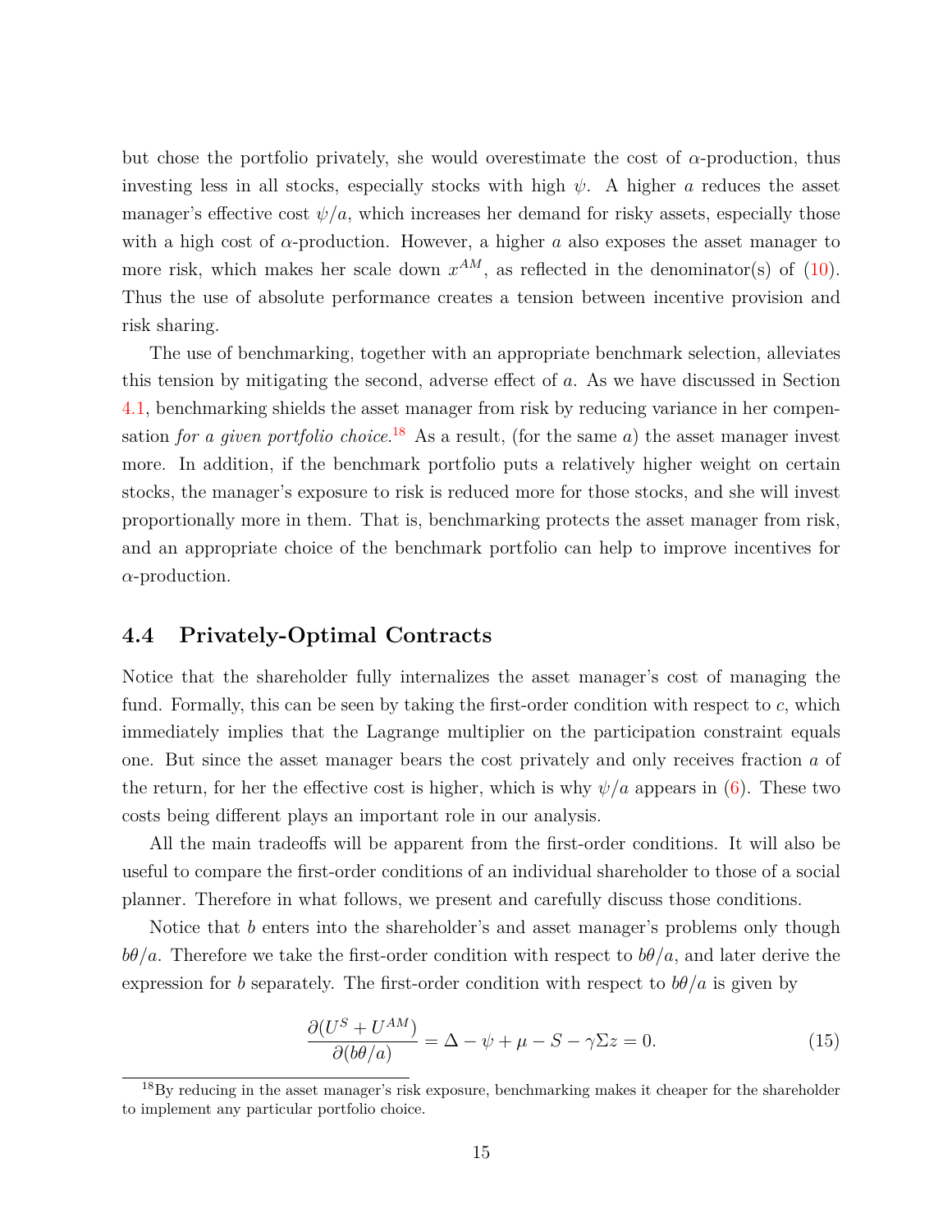but chose the portfolio privately, she would overestimate the cost of $\alpha$-production, thus investing less in all stocks, especially stocks with high $\psi$. A higher $a$ reduces the asset manager's effective cost $\psi/a$, which increases her demand for risky assets, especially those with a high cost of $\alpha$-production. However, a higher $a$ also exposes the asset manager to more risk, which makes her scale down $x^{AM}$, as reflected in the denominator(s) of (10). Thus the use of absolute performance creates a tension between incentive provision and risk sharing.

The use of benchmarking, together with an appropriate benchmark selection, alleviates this tension by mitigating the second, adverse effect of $a$. As we have discussed in Section 4.1, benchmarking shields the asset manager from risk by reducing variance in her compensation *for a given portfolio choice*.[18] As a result, (for the same $a$) the asset manager invest more. In addition, if the benchmark portfolio puts a relatively higher weight on certain stocks, the manager's exposure to risk is reduced more for those stocks, and she will invest proportionally more in them. That is, benchmarking protects the asset manager from risk, and an appropriate choice of the benchmark portfolio can help to improve incentives for $\alpha$-production.

## 4.4 Privately-Optimal Contracts

Notice that the shareholder fully internalizes the asset manager's cost of managing the fund. Formally, this can be seen by taking the first-order condition with respect to $c$, which immediately implies that the Lagrange multiplier on the participation constraint equals one. But since the asset manager bears the cost privately and only receives fraction $a$ of the return, for her the effective cost is higher, which is why $\psi/a$ appears in (6). These two costs being different plays an important role in our analysis.

All the main tradeoffs will be apparent from the first-order conditions. It will also be useful to compare the first-order conditions of an individual shareholder to those of a social planner. Therefore in what follows, we present and carefully discuss those conditions.

Notice that $b$ enters into the shareholder's and asset manager's problems only though $b\theta/a$. Therefore we take the first-order condition with respect to $b\theta/a$, and later derive the expression for $b$ separately. The first-order condition with respect to $b\theta/a$ is given by

$$\frac{\partial(U^S + U^{AM})}{\partial(b\theta/a)} = \Delta - \psi + \mu - S - \gamma\Sigma z = 0. \tag{15}$$

[18] By reducing in the asset manager's risk exposure, benchmarking makes it cheaper for the shareholder to implement any particular portfolio choice.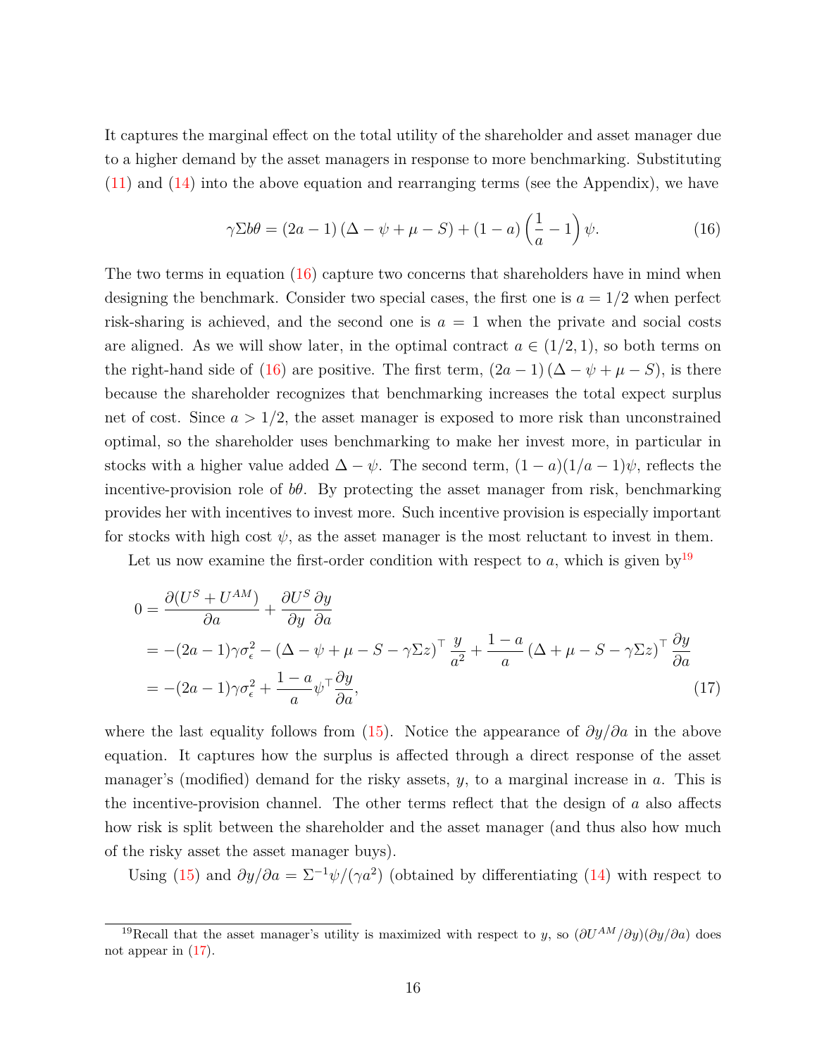It captures the marginal effect on the total utility of the shareholder and asset manager due to a higher demand by the asset managers in response to more benchmarking. Substituting (11) and (14) into the above equation and rearranging terms (see the Appendix), we have

$$\gamma \Sigma b \theta = (2a-1)(\Delta - \psi + \mu - S) + (1-a)\left(\frac{1}{a} - 1\right)\psi. \tag{16}$$

The two terms in equation (16) capture two concerns that shareholders have in mind when designing the benchmark. Consider two special cases, the first one is $a = 1/2$ when perfect risk-sharing is achieved, and the second one is $a = 1$ when the private and social costs are aligned. As we will show later, in the optimal contract $a \in (1/2, 1)$, so both terms on the right-hand side of (16) are positive. The first term, $(2a-1)(\Delta - \psi + \mu - S)$, is there because the shareholder recognizes that benchmarking increases the total expect surplus net of cost. Since $a > 1/2$, the asset manager is exposed to more risk than unconstrained optimal, so the shareholder uses benchmarking to make her invest more, in particular in stocks with a higher value added $\Delta - \psi$. The second term, $(1-a)(1/a - 1)\psi$, reflects the incentive-provision role of $b\theta$. By protecting the asset manager from risk, benchmarking provides her with incentives to invest more. Such incentive provision is especially important for stocks with high cost $\psi$, as the asset manager is the most reluctant to invest in them.

Let us now examine the first-order condition with respect to $a$, which is given by[19]

$$\begin{aligned}
0 &= \frac{\partial (U^S + U^{AM})}{\partial a} + \frac{\partial U^S}{\partial y}\frac{\partial y}{\partial a} \\
&= -(2a-1)\gamma\sigma_\epsilon^2 - (\Delta - \psi + \mu - S - \gamma\Sigma z)^\top \frac{y}{a^2} + \frac{1-a}{a}(\Delta + \mu - S - \gamma\Sigma z)^\top \frac{\partial y}{\partial a} \\
&= -(2a-1)\gamma\sigma_\epsilon^2 + \frac{1-a}{a}\psi^\top \frac{\partial y}{\partial a},
\end{aligned} \tag{17}$$

where the last equality follows from (15). Notice the appearance of $\partial y/\partial a$ in the above equation. It captures how the surplus is affected through a direct response of the asset manager's (modified) demand for the risky assets, $y$, to a marginal increase in $a$. This is the incentive-provision channel. The other terms reflect that the design of $a$ also affects how risk is split between the shareholder and the asset manager (and thus also how much of the risky asset the asset manager buys).

Using (15) and $\partial y/\partial a = \Sigma^{-1}\psi/(\gamma a^2)$ (obtained by differentiating (14) with respect to

[19]Recall that the asset manager's utility is maximized with respect to $y$, so $(\partial U^{AM}/\partial y)(\partial y/\partial a)$ does not appear in (17).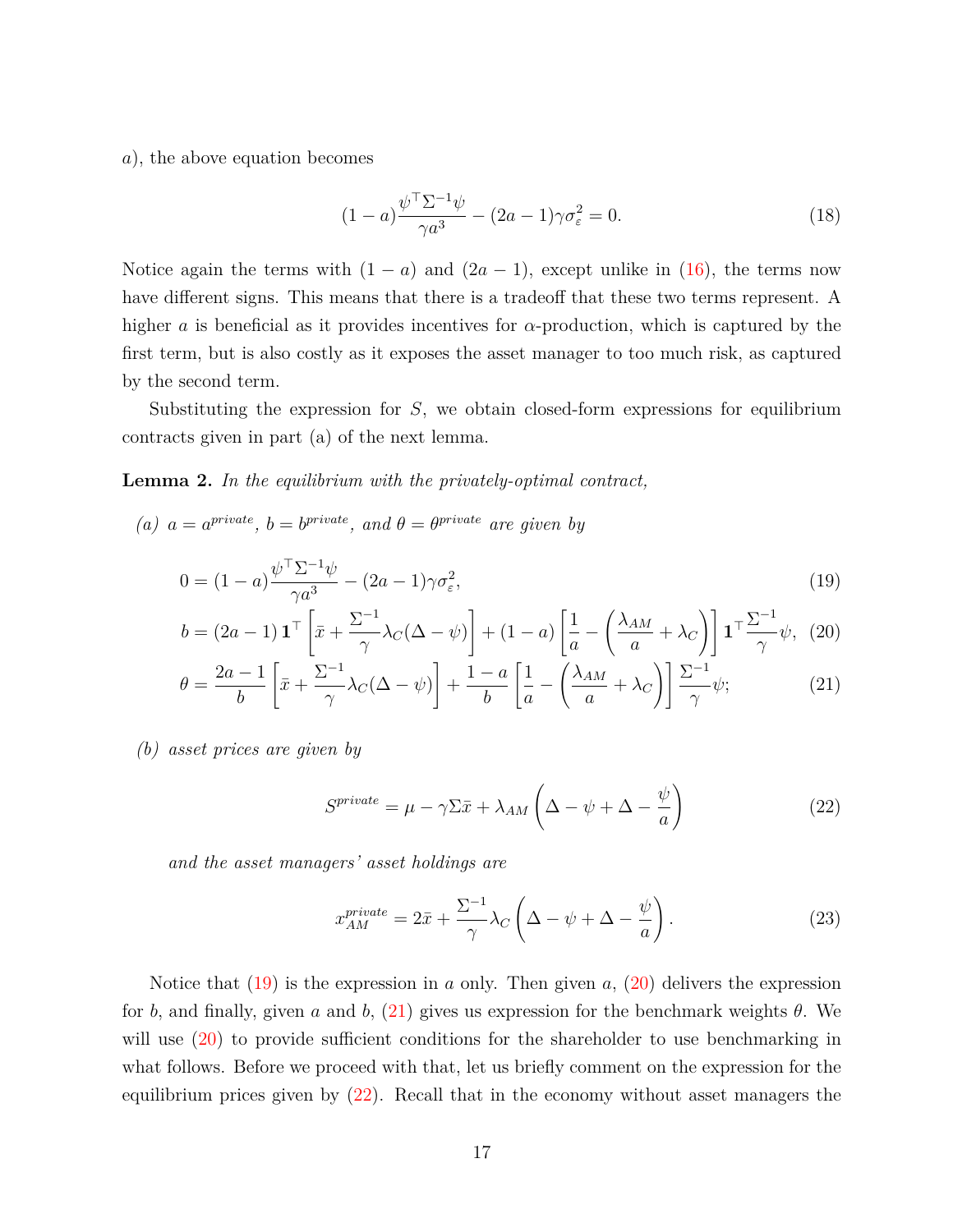$a$), the above equation becomes

$$(1-a)\frac{\psi^\top \Sigma^{-1}\psi}{\gamma a^3} - (2a-1)\gamma\sigma_\varepsilon^2 = 0. \tag{18}$$

Notice again the terms with $(1-a)$ and $(2a-1)$, except unlike in (16), the terms now have different signs. This means that there is a tradeoff that these two terms represent. A higher $a$ is beneficial as it provides incentives for $\alpha$-production, which is captured by the first term, but is also costly as it exposes the asset manager to too much risk, as captured by the second term.

Substituting the expression for $S$, we obtain closed-form expressions for equilibrium contracts given in part (a) of the next lemma.

**Lemma 2.** *In the equilibrium with the privately-optimal contract,*

*(a)* $a = a^{private}$, $b = b^{private}$, *and* $\theta = \theta^{private}$ *are given by*

$$0 = (1-a)\frac{\psi^\top \Sigma^{-1}\psi}{\gamma a^3} - (2a-1)\gamma\sigma_\varepsilon^2, \tag{19}$$

$$b = (2a-1)\,\mathbf{1}^\top\left[\bar{x} + \frac{\Sigma^{-1}}{\gamma}\lambda_C(\Delta-\psi)\right] + (1-a)\left[\frac{1}{a} - \left(\frac{\lambda_{AM}}{a} + \lambda_C\right)\right]\mathbf{1}^\top\frac{\Sigma^{-1}}{\gamma}\psi, \tag{20}$$

$$\theta = \frac{2a-1}{b}\left[\bar{x} + \frac{\Sigma^{-1}}{\gamma}\lambda_C(\Delta-\psi)\right] + \frac{1-a}{b}\left[\frac{1}{a} - \left(\frac{\lambda_{AM}}{a} + \lambda_C\right)\right]\frac{\Sigma^{-1}}{\gamma}\psi; \tag{21}$$

*(b) asset prices are given by*

$$S^{private} = \mu - \gamma\Sigma\bar{x} + \lambda_{AM}\left(\Delta - \psi + \Delta - \frac{\psi}{a}\right) \tag{22}$$

*and the asset managers' asset holdings are*

$$x_{AM}^{private} = 2\bar{x} + \frac{\Sigma^{-1}}{\gamma}\lambda_C\left(\Delta - \psi + \Delta - \frac{\psi}{a}\right). \tag{23}$$

Notice that (19) is the expression in $a$ only. Then given $a$, (20) delivers the expression for $b$, and finally, given $a$ and $b$, (21) gives us expression for the benchmark weights $\theta$. We will use (20) to provide sufficient conditions for the shareholder to use benchmarking in what follows. Before we proceed with that, let us briefly comment on the expression for the equilibrium prices given by (22). Recall that in the economy without asset managers the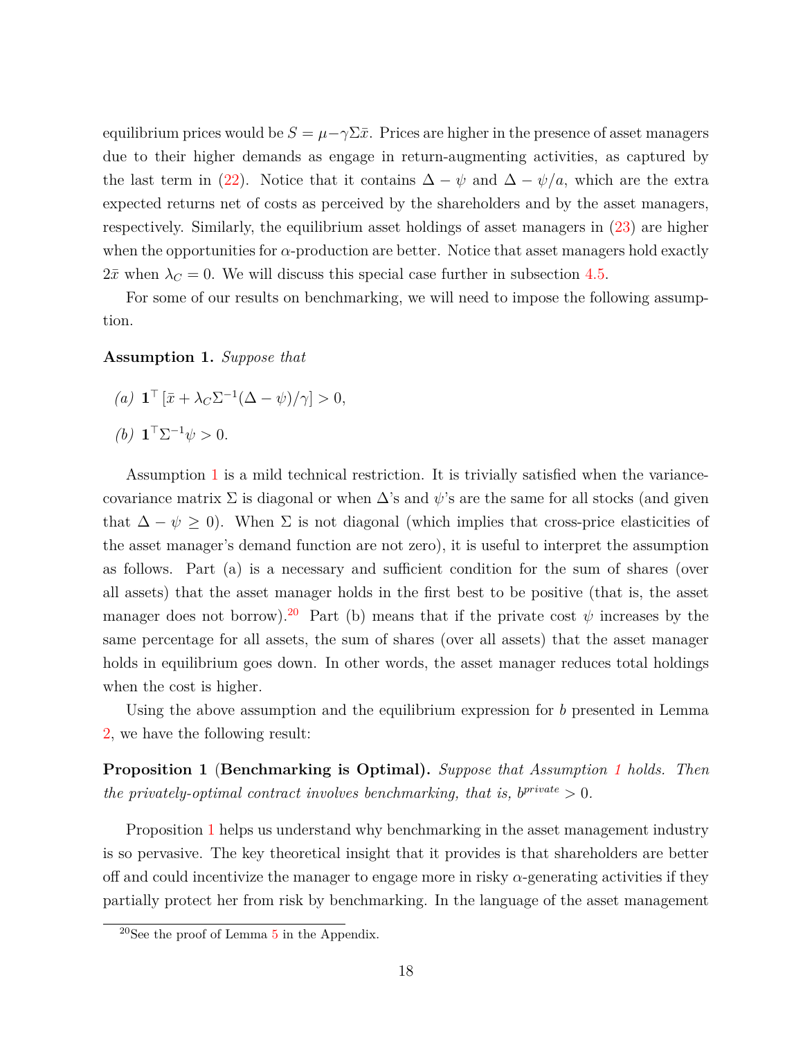equilibrium prices would be $S = \mu - \gamma\Sigma\bar{x}$. Prices are higher in the presence of asset managers due to their higher demands as engage in return-augmenting activities, as captured by the last term in (22). Notice that it contains $\Delta - \psi$ and $\Delta - \psi/a$, which are the extra expected returns net of costs as perceived by the shareholders and by the asset managers, respectively. Similarly, the equilibrium asset holdings of asset managers in (23) are higher when the opportunities for $\alpha$-production are better. Notice that asset managers hold exactly $2\bar{x}$ when $\lambda_C = 0$. We will discuss this special case further in subsection 4.5.

For some of our results on benchmarking, we will need to impose the following assumption.

**Assumption 1.** *Suppose that*

*(a)* $\mathbf{1}^\top \left[\bar{x} + \lambda_C \Sigma^{-1}(\Delta - \psi)/\gamma\right] > 0$,

*(b)* $\mathbf{1}^\top \Sigma^{-1}\psi > 0$.

Assumption 1 is a mild technical restriction. It is trivially satisfied when the variance-covariance matrix $\Sigma$ is diagonal or when $\Delta$'s and $\psi$'s are the same for all stocks (and given that $\Delta - \psi \geq 0$). When $\Sigma$ is not diagonal (which implies that cross-price elasticities of the asset manager's demand function are not zero), it is useful to interpret the assumption as follows. Part (a) is a necessary and sufficient condition for the sum of shares (over all assets) that the asset manager holds in the first best to be positive (that is, the asset manager does not borrow).[20] Part (b) means that if the private cost $\psi$ increases by the same percentage for all assets, the sum of shares (over all assets) that the asset manager holds in equilibrium goes down. In other words, the asset manager reduces total holdings when the cost is higher.

Using the above assumption and the equilibrium expression for $b$ presented in Lemma 2, we have the following result:

**Proposition 1** (**Benchmarking is Optimal).** *Suppose that Assumption 1 holds. Then the privately-optimal contract involves benchmarking, that is,* $b^{private} > 0$.

Proposition 1 helps us understand why benchmarking in the asset management industry is so pervasive. The key theoretical insight that it provides is that shareholders are better off and could incentivize the manager to engage more in risky $\alpha$-generating activities if they partially protect her from risk by benchmarking. In the language of the asset management

[20] See the proof of Lemma 5 in the Appendix.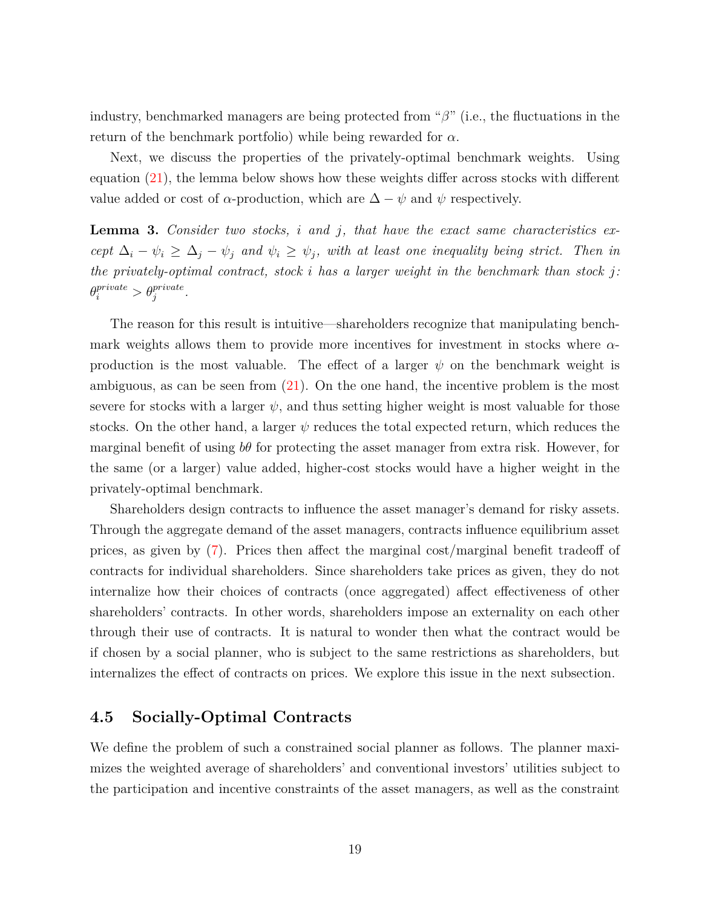industry, benchmarked managers are being protected from "$\beta$" (i.e., the fluctuations in the return of the benchmark portfolio) while being rewarded for $\alpha$.

Next, we discuss the properties of the privately-optimal benchmark weights. Using equation (21), the lemma below shows how these weights differ across stocks with different value added or cost of $\alpha$-production, which are $\Delta - \psi$ and $\psi$ respectively.

**Lemma 3.** *Consider two stocks, $i$ and $j$, that have the exact same characteristics except $\Delta_i - \psi_i \geq \Delta_j - \psi_j$ and $\psi_i \geq \psi_j$, with at least one inequality being strict. Then in the privately-optimal contract, stock $i$ has a larger weight in the benchmark than stock $j$: $\theta_i^{private} > \theta_j^{private}$.*

The reason for this result is intuitive—shareholders recognize that manipulating benchmark weights allows them to provide more incentives for investment in stocks where $\alpha$-production is the most valuable. The effect of a larger $\psi$ on the benchmark weight is ambiguous, as can be seen from (21). On the one hand, the incentive problem is the most severe for stocks with a larger $\psi$, and thus setting higher weight is most valuable for those stocks. On the other hand, a larger $\psi$ reduces the total expected return, which reduces the marginal benefit of using $b\theta$ for protecting the asset manager from extra risk. However, for the same (or a larger) value added, higher-cost stocks would have a higher weight in the privately-optimal benchmark.

Shareholders design contracts to influence the asset manager's demand for risky assets. Through the aggregate demand of the asset managers, contracts influence equilibrium asset prices, as given by (7). Prices then affect the marginal cost/marginal benefit tradeoff of contracts for individual shareholders. Since shareholders take prices as given, they do not internalize how their choices of contracts (once aggregated) affect effectiveness of other shareholders' contracts. In other words, shareholders impose an externality on each other through their use of contracts. It is natural to wonder then what the contract would be if chosen by a social planner, who is subject to the same restrictions as shareholders, but internalizes the effect of contracts on prices. We explore this issue in the next subsection.

## 4.5 Socially-Optimal Contracts

We define the problem of such a constrained social planner as follows. The planner maximizes the weighted average of shareholders' and conventional investors' utilities subject to the participation and incentive constraints of the asset managers, as well as the constraint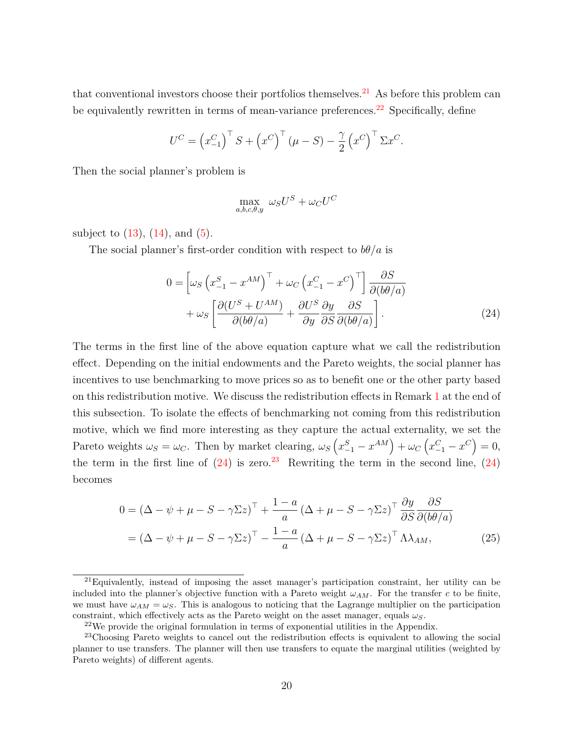that conventional investors choose their portfolios themselves.[21] As before this problem can be equivalently rewritten in terms of mean-variance preferences.[22] Specifically, define

$$U^C = \left(x^C_{-1}\right)^\top S + \left(x^C\right)^\top (\mu - S) - \frac{\gamma}{2}\left(x^C\right)^\top \Sigma x^C.$$

Then the social planner's problem is

$$\max_{a,b,c,\theta,y} \; \omega_S U^S + \omega_C U^C$$

subject to (13), (14), and (5).

The social planner's first-order condition with respect to $b\theta/a$ is

$$\begin{aligned}
0 = &\left[\omega_S \left(x^S_{-1} - x^{AM}\right)^\top + \omega_C \left(x^C_{-1} - x^C\right)^\top\right] \frac{\partial S}{\partial(b\theta/a)} \\
&+ \omega_S \left[\frac{\partial (U^S + U^{AM})}{\partial(b\theta/a)} + \frac{\partial U^S}{\partial y}\frac{\partial y}{\partial S}\frac{\partial S}{\partial(b\theta/a)}\right].
\end{aligned} \tag{24}$$

The terms in the first line of the above equation capture what we call the redistribution effect. Depending on the initial endowments and the Pareto weights, the social planner has incentives to use benchmarking to move prices so as to benefit one or the other party based on this redistribution motive. We discuss the redistribution effects in Remark 1 at the end of this subsection. To isolate the effects of benchmarking not coming from this redistribution motive, which we find more interesting as they capture the actual externality, we set the Pareto weights $\omega_S = \omega_C$. Then by market clearing, $\omega_S\left(x^S_{-1} - x^{AM}\right) + \omega_C\left(x^C_{-1} - x^C\right) = 0$, the term in the first line of (24) is zero.[23] Rewriting the term in the second line, (24) becomes

$$\begin{aligned}
0 &= \left(\Delta - \psi + \mu - S - \gamma\Sigma z\right)^\top + \frac{1-a}{a}\left(\Delta + \mu - S - \gamma\Sigma z\right)^\top \frac{\partial y}{\partial S}\frac{\partial S}{\partial(b\theta/a)} \\
&= \left(\Delta - \psi + \mu - S - \gamma\Sigma z\right)^\top - \frac{1-a}{a}\left(\Delta + \mu - S - \gamma\Sigma z\right)^\top \Lambda\lambda_{AM},
\end{aligned} \tag{25}$$

[21] Equivalently, instead of imposing the asset manager's participation constraint, her utility can be included into the planner's objective function with a Pareto weight $\omega_{AM}$. For the transfer $c$ to be finite, we must have $\omega_{AM} = \omega_S$. This is analogous to noticing that the Lagrange multiplier on the participation constraint, which effectively acts as the Pareto weight on the asset manager, equals $\omega_S$.

[22] We provide the original formulation in terms of exponential utilities in the Appendix.

[23] Choosing Pareto weights to cancel out the redistribution effects is equivalent to allowing the social planner to use transfers. The planner will then use transfers to equate the marginal utilities (weighted by Pareto weights) of different agents.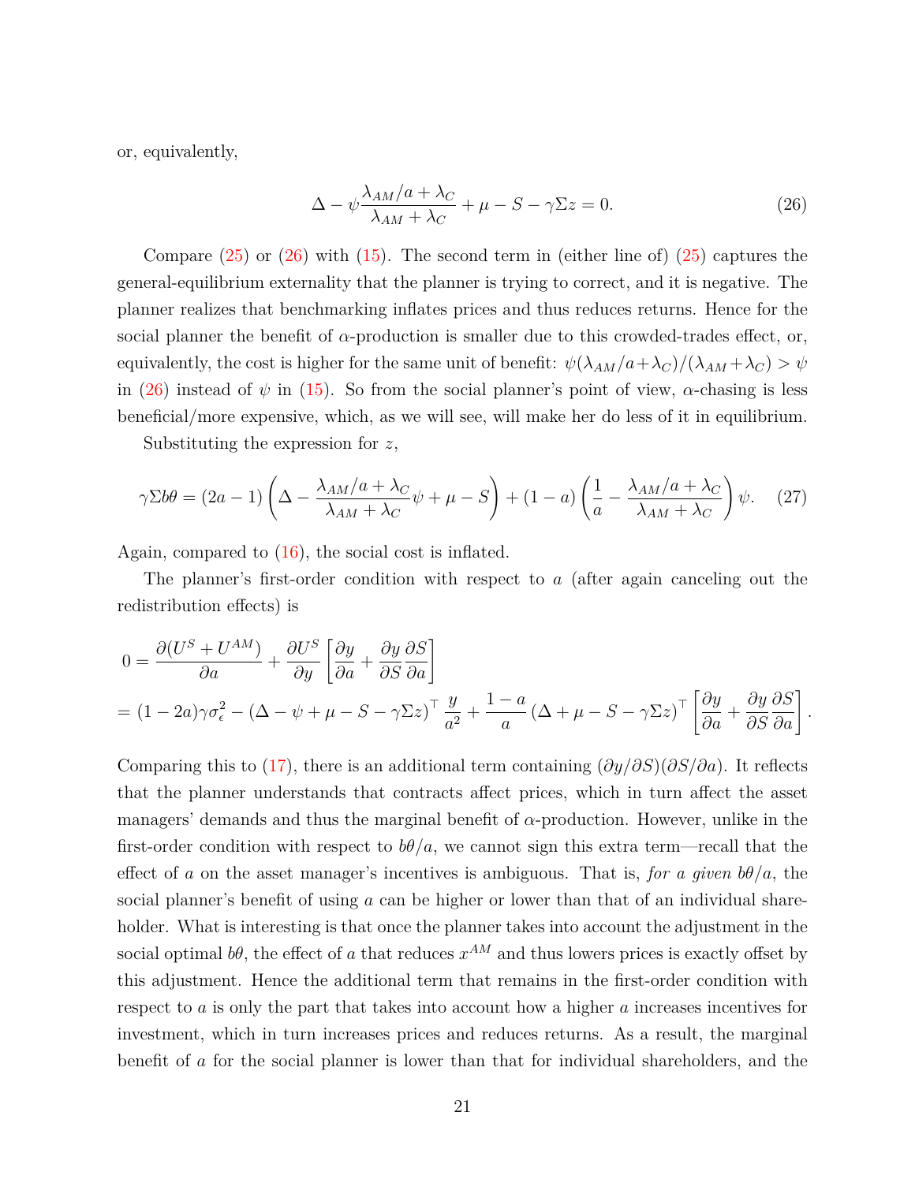or, equivalently,

$$\Delta - \psi \frac{\lambda_{AM}/a + \lambda_C}{\lambda_{AM} + \lambda_C} + \mu - S - \gamma \Sigma z = 0. \tag{26}$$

Compare (25) or (26) with (15). The second term in (either line of) (25) captures the general-equilibrium externality that the planner is trying to correct, and it is negative. The planner realizes that benchmarking inflates prices and thus reduces returns. Hence for the social planner the benefit of $\alpha$-production is smaller due to this crowded-trades effect, or, equivalently, the cost is higher for the same unit of benefit: $\psi(\lambda_{AM}/a+\lambda_C)/(\lambda_{AM}+\lambda_C) > \psi$ in (26) instead of $\psi$ in (15). So from the social planner's point of view, $\alpha$-chasing is less beneficial/more expensive, which, as we will see, will make her do less of it in equilibrium.

Substituting the expression for $z$,

$$\gamma \Sigma b\theta = (2a-1)\left(\Delta - \frac{\lambda_{AM}/a + \lambda_C}{\lambda_{AM} + \lambda_C}\psi + \mu - S\right) + (1-a)\left(\frac{1}{a} - \frac{\lambda_{AM}/a + \lambda_C}{\lambda_{AM} + \lambda_C}\right)\psi. \tag{27}$$

Again, compared to (16), the social cost is inflated.

The planner's first-order condition with respect to $a$ (after again canceling out the redistribution effects) is

$$\begin{aligned}
0 &= \frac{\partial (U^S + U^{AM})}{\partial a} + \frac{\partial U^S}{\partial y}\left[\frac{\partial y}{\partial a} + \frac{\partial y}{\partial S}\frac{\partial S}{\partial a}\right] \\
&= (1-2a)\gamma \sigma_\epsilon^2 - (\Delta - \psi + \mu - S - \gamma \Sigma z)^\top \frac{y}{a^2} + \frac{1-a}{a}(\Delta + \mu - S - \gamma \Sigma z)^\top \left[\frac{\partial y}{\partial a} + \frac{\partial y}{\partial S}\frac{\partial S}{\partial a}\right].
\end{aligned}$$

Comparing this to (17), there is an additional term containing $(\partial y/\partial S)(\partial S/\partial a)$. It reflects that the planner understands that contracts affect prices, which in turn affect the asset managers' demands and thus the marginal benefit of $\alpha$-production. However, unlike in the first-order condition with respect to $b\theta/a$, we cannot sign this extra term—recall that the effect of $a$ on the asset manager's incentives is ambiguous. That is, *for a given* $b\theta/a$, the social planner's benefit of using $a$ can be higher or lower than that of an individual shareholder. What is interesting is that once the planner takes into account the adjustment in the social optimal $b\theta$, the effect of $a$ that reduces $x^{AM}$ and thus lowers prices is exactly offset by this adjustment. Hence the additional term that remains in the first-order condition with respect to $a$ is only the part that takes into account how a higher $a$ increases incentives for investment, which in turn increases prices and reduces returns. As a result, the marginal benefit of $a$ for the social planner is lower than that for individual shareholders, and the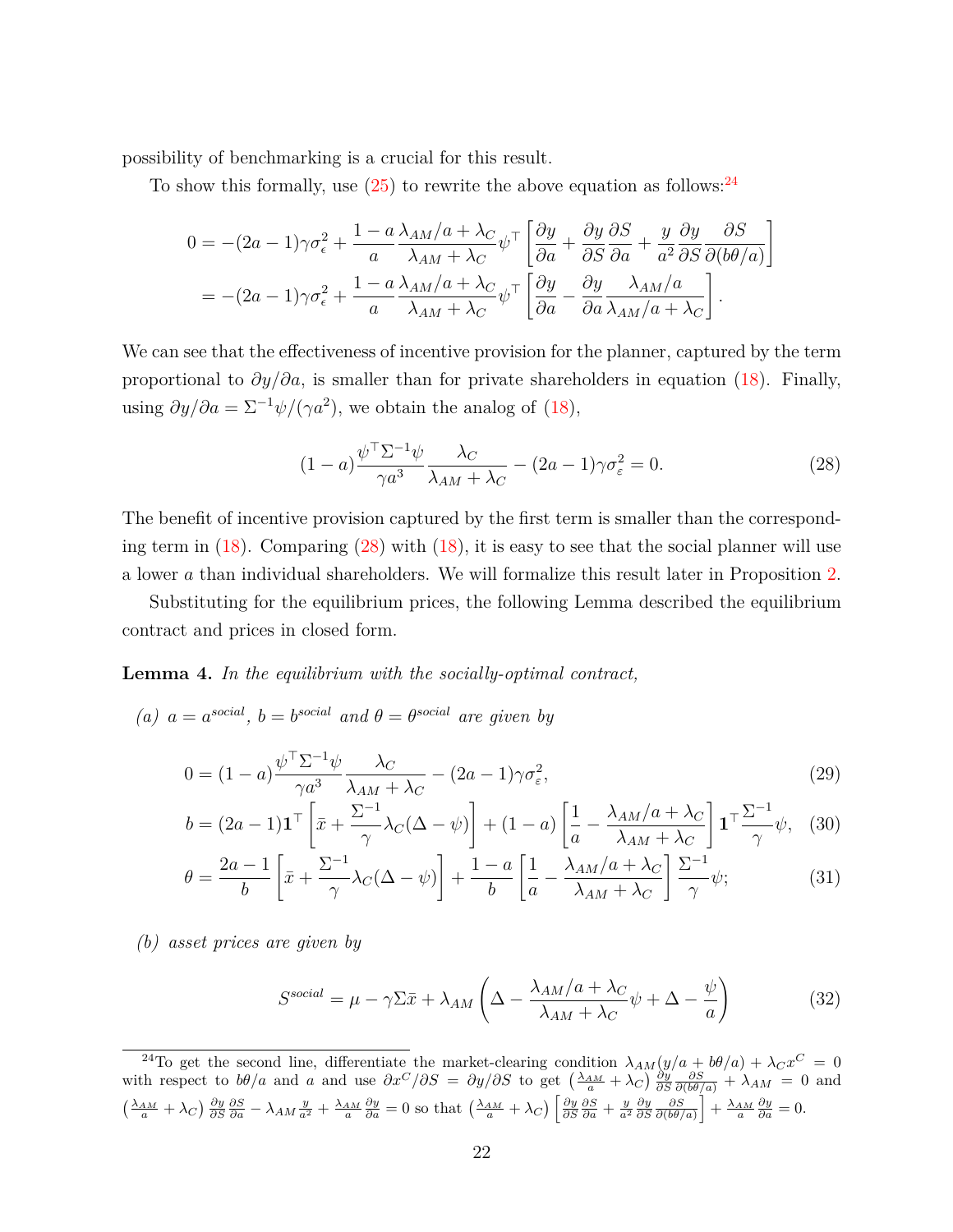possibility of benchmarking is a crucial for this result.

To show this formally, use (25) to rewrite the above equation as follows:[24]

$$
\begin{aligned}
0 &= -(2a-1)\gamma\sigma_\epsilon^2 + \frac{1-a}{a}\frac{\lambda_{AM}/a+\lambda_C}{\lambda_{AM}+\lambda_C}\psi^\top\left[\frac{\partial y}{\partial a} + \frac{\partial y}{\partial S}\frac{\partial S}{\partial a} + \frac{y}{a^2}\frac{\partial y}{\partial S}\frac{\partial S}{\partial(b\theta/a)}\right] \\
&= -(2a-1)\gamma\sigma_\epsilon^2 + \frac{1-a}{a}\frac{\lambda_{AM}/a+\lambda_C}{\lambda_{AM}+\lambda_C}\psi^\top\left[\frac{\partial y}{\partial a} - \frac{\partial y}{\partial a}\frac{\lambda_{AM}/a}{\lambda_{AM}/a+\lambda_C}\right].
\end{aligned}
$$

We can see that the effectiveness of incentive provision for the planner, captured by the term proportional to $\partial y/\partial a$, is smaller than for private shareholders in equation (18). Finally, using $\partial y/\partial a = \Sigma^{-1}\psi/(\gamma a^2)$, we obtain the analog of (18),

$$
(1-a)\frac{\psi^\top\Sigma^{-1}\psi}{\gamma a^3}\frac{\lambda_C}{\lambda_{AM}+\lambda_C} - (2a-1)\gamma\sigma_\varepsilon^2 = 0. \tag{28}
$$

The benefit of incentive provision captured by the first term is smaller than the corresponding term in (18). Comparing (28) with (18), it is easy to see that the social planner will use a lower $a$ than individual shareholders. We will formalize this result later in Proposition 2.

Substituting for the equilibrium prices, the following Lemma described the equilibrium contract and prices in closed form.

**Lemma 4.** *In the equilibrium with the socially-optimal contract,*

*(a)* $a = a^{social}$, $b = b^{social}$ *and* $\theta = \theta^{social}$ *are given by*

$$
0 = (1-a)\frac{\psi^\top\Sigma^{-1}\psi}{\gamma a^3}\frac{\lambda_C}{\lambda_{AM}+\lambda_C} - (2a-1)\gamma\sigma_\varepsilon^2, \tag{29}
$$

$$
b = (2a-1)\mathbf{1}^\top\left[\bar{x} + \frac{\Sigma^{-1}}{\gamma}\lambda_C(\Delta-\psi)\right] + (1-a)\left[\frac{1}{a} - \frac{\lambda_{AM}/a+\lambda_C}{\lambda_{AM}+\lambda_C}\right]\mathbf{1}^\top\frac{\Sigma^{-1}}{\gamma}\psi, \tag{30}
$$

$$
\theta = \frac{2a-1}{b}\left[\bar{x} + \frac{\Sigma^{-1}}{\gamma}\lambda_C(\Delta-\psi)\right] + \frac{1-a}{b}\left[\frac{1}{a} - \frac{\lambda_{AM}/a+\lambda_C}{\lambda_{AM}+\lambda_C}\right]\frac{\Sigma^{-1}}{\gamma}\psi; \tag{31}
$$

*(b) asset prices are given by*

$$
S^{social} = \mu - \gamma\Sigma\bar{x} + \lambda_{AM}\left(\Delta - \frac{\lambda_{AM}/a+\lambda_C}{\lambda_{AM}+\lambda_C}\psi + \Delta - \frac{\psi}{a}\right) \tag{32}
$$

[24] To get the second line, differentiate the market-clearing condition $\lambda_{AM}(y/a + b\theta/a) + \lambda_C x^C = 0$ with respect to $b\theta/a$ and $a$ and use $\partial x^C/\partial S = \partial y/\partial S$ to get $\left(\frac{\lambda_{AM}}{a} + \lambda_C\right)\frac{\partial y}{\partial S}\frac{\partial S}{\partial(b\theta/a)} + \lambda_{AM} = 0$ and $\left(\frac{\lambda_{AM}}{a} + \lambda_C\right)\frac{\partial y}{\partial S}\frac{\partial S}{\partial a} - \lambda_{AM}\frac{y}{a^2} + \frac{\lambda_{AM}}{a}\frac{\partial y}{\partial a} = 0$ so that $\left(\frac{\lambda_{AM}}{a} + \lambda_C\right)\left[\frac{\partial y}{\partial S}\frac{\partial S}{\partial a} + \frac{y}{a^2}\frac{\partial y}{\partial S}\frac{\partial S}{\partial(b\theta/a)}\right] + \frac{\lambda_{AM}}{a}\frac{\partial y}{\partial a} = 0$.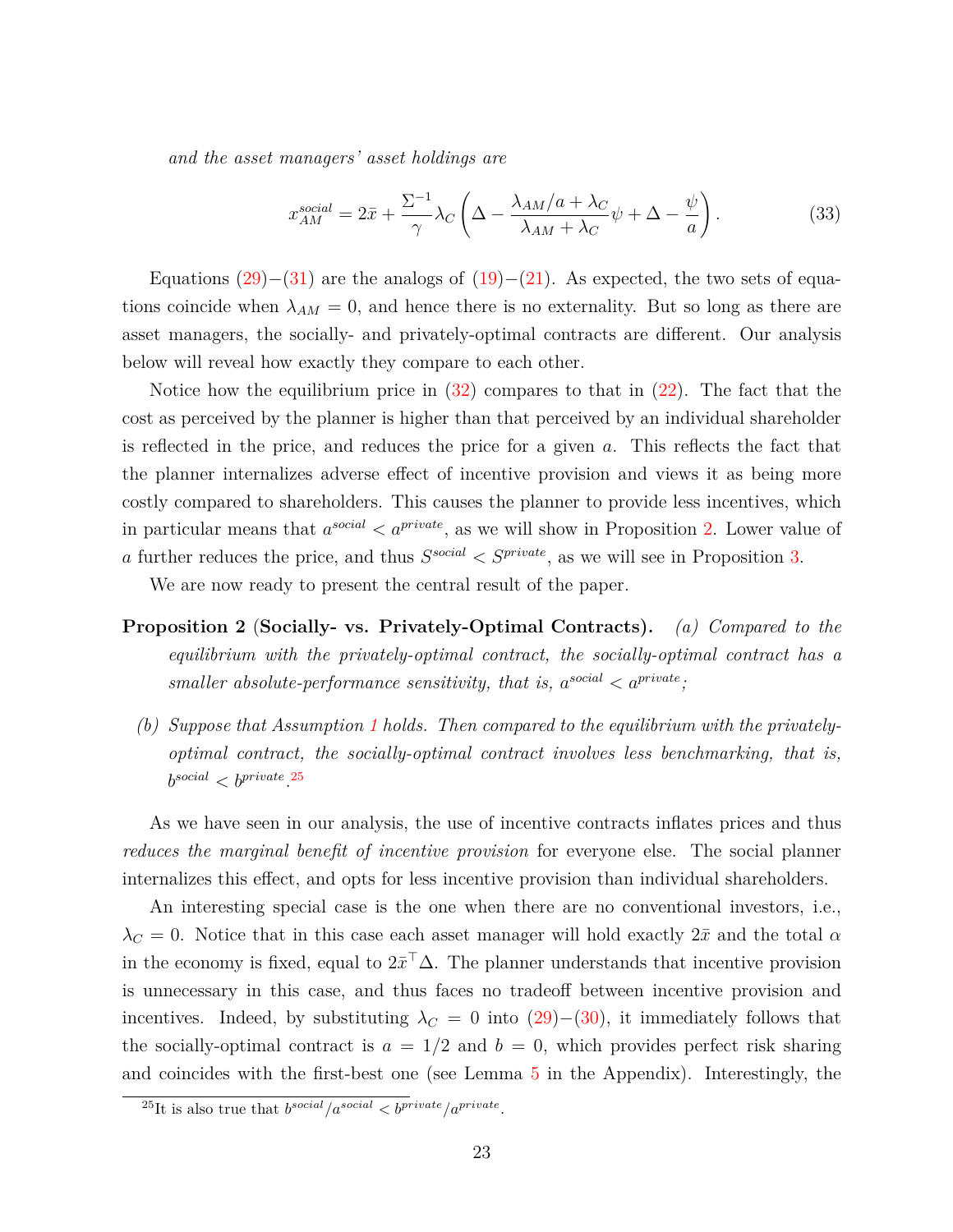*and the asset managers' asset holdings are*

$$x_{AM}^{social} = 2\bar{x} + \frac{\Sigma^{-1}}{\gamma}\lambda_C\left(\Delta - \frac{\lambda_{AM}/a + \lambda_C}{\lambda_{AM} + \lambda_C}\psi + \Delta - \frac{\psi}{a}\right). \tag{33}$$

Equations (29)−(31) are the analogs of (19)−(21). As expected, the two sets of equations coincide when $\lambda_{AM} = 0$, and hence there is no externality. But so long as there are asset managers, the socially- and privately-optimal contracts are different. Our analysis below will reveal how exactly they compare to each other.

Notice how the equilibrium price in (32) compares to that in (22). The fact that the cost as perceived by the planner is higher than that perceived by an individual shareholder is reflected in the price, and reduces the price for a given $a$. This reflects the fact that the planner internalizes adverse effect of incentive provision and views it as being more costly compared to shareholders. This causes the planner to provide less incentives, which in particular means that $a^{social} < a^{private}$, as we will show in Proposition 2. Lower value of $a$ further reduces the price, and thus $S^{social} < S^{private}$, as we will see in Proposition 3.

We are now ready to present the central result of the paper.

**Proposition 2 (Socially- vs. Privately-Optimal Contracts).** *(a) Compared to the equilibrium with the privately-optimal contract, the socially-optimal contract has a smaller absolute-performance sensitivity, that is, $a^{social} < a^{private}$;*

*(b) Suppose that Assumption 1 holds. Then compared to the equilibrium with the privately-optimal contract, the socially-optimal contract involves less benchmarking, that is, $b^{social} < b^{private}$.*[25]

As we have seen in our analysis, the use of incentive contracts inflates prices and thus *reduces the marginal benefit of incentive provision* for everyone else. The social planner internalizes this effect, and opts for less incentive provision than individual shareholders.

An interesting special case is the one when there are no conventional investors, i.e., $\lambda_C = 0$. Notice that in this case each asset manager will hold exactly $2\bar{x}$ and the total $\alpha$ in the economy is fixed, equal to $2\bar{x}^\top\Delta$. The planner understands that incentive provision is unnecessary in this case, and thus faces no tradeoff between incentive provision and incentives. Indeed, by substituting $\lambda_C = 0$ into (29)−(30), it immediately follows that the socially-optimal contract is $a = 1/2$ and $b = 0$, which provides perfect risk sharing and coincides with the first-best one (see Lemma 5 in the Appendix). Interestingly, the

[25] It is also true that $b^{social}/a^{social} < b^{private}/a^{private}$.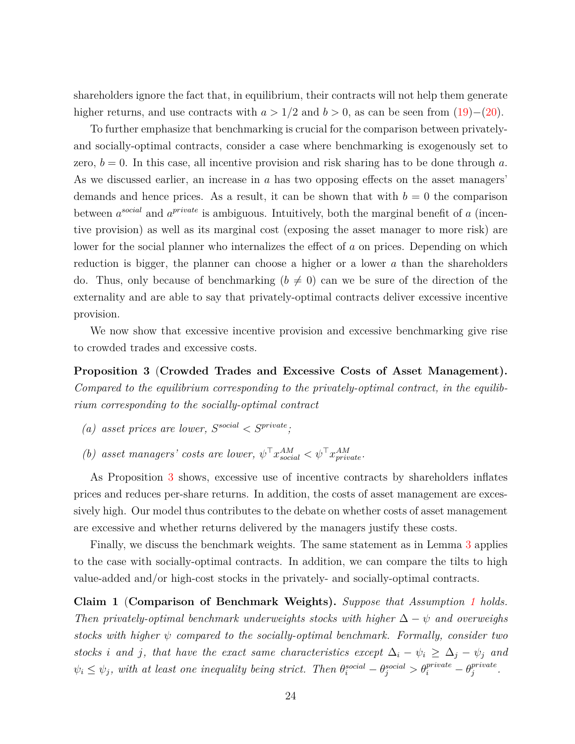shareholders ignore the fact that, in equilibrium, their contracts will not help them generate higher returns, and use contracts with $a > 1/2$ and $b > 0$, as can be seen from (19)−(20).

To further emphasize that benchmarking is crucial for the comparison between privately- and socially-optimal contracts, consider a case where benchmarking is exogenously set to zero, $b = 0$. In this case, all incentive provision and risk sharing has to be done through $a$. As we discussed earlier, an increase in $a$ has two opposing effects on the asset managers' demands and hence prices. As a result, it can be shown that with $b = 0$ the comparison between $a^{social}$ and $a^{private}$ is ambiguous. Intuitively, both the marginal benefit of $a$ (incentive provision) as well as its marginal cost (exposing the asset manager to more risk) are lower for the social planner who internalizes the effect of $a$ on prices. Depending on which reduction is bigger, the planner can choose a higher or a lower $a$ than the shareholders do. Thus, only because of benchmarking ($b \neq 0$) can we be sure of the direction of the externality and are able to say that privately-optimal contracts deliver excessive incentive provision.

We now show that excessive incentive provision and excessive benchmarking give rise to crowded trades and excessive costs.

**Proposition 3** (**Crowded Trades and Excessive Costs of Asset Management**). *Compared to the equilibrium corresponding to the privately-optimal contract, in the equilibrium corresponding to the socially-optimal contract*

*(a) asset prices are lower, $S^{social} < S^{private}$;*

*(b) asset managers' costs are lower, $\psi^\top x^{AM}_{social} < \psi^\top x^{AM}_{private}$.*

As Proposition 3 shows, excessive use of incentive contracts by shareholders inflates prices and reduces per-share returns. In addition, the costs of asset management are excessively high. Our model thus contributes to the debate on whether costs of asset management are excessive and whether returns delivered by the managers justify these costs.

Finally, we discuss the benchmark weights. The same statement as in Lemma 3 applies to the case with socially-optimal contracts. In addition, we can compare the tilts to high value-added and/or high-cost stocks in the privately- and socially-optimal contracts.

**Claim 1** (**Comparison of Benchmark Weights**). *Suppose that Assumption 1 holds. Then privately-optimal benchmark underweights stocks with higher $\Delta - \psi$ and overweighs stocks with higher $\psi$ compared to the socially-optimal benchmark. Formally, consider two stocks $i$ and $j$, that have the exact same characteristics except $\Delta_i - \psi_i \geq \Delta_j - \psi_j$ and $\psi_i \leq \psi_j$, with at least one inequality being strict. Then $\theta^{social}_i - \theta^{social}_j > \theta^{private}_i - \theta^{private}_j$.*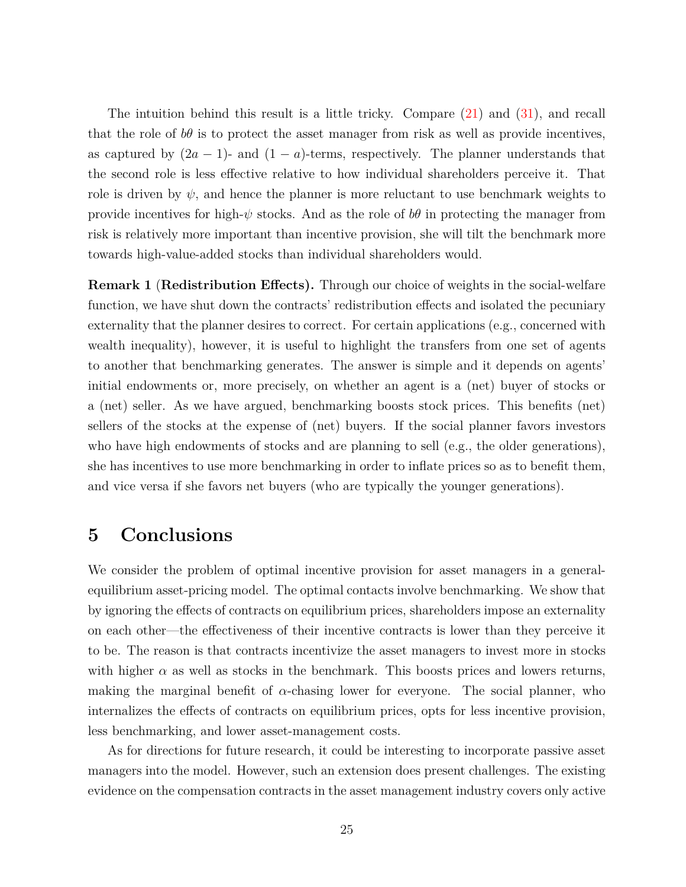The intuition behind this result is a little tricky. Compare (21) and (31), and recall that the role of $b\theta$ is to protect the asset manager from risk as well as provide incentives, as captured by $(2a-1)$- and $(1-a)$-terms, respectively. The planner understands that the second role is less effective relative to how individual shareholders perceive it. That role is driven by $\psi$, and hence the planner is more reluctant to use benchmark weights to provide incentives for high-$\psi$ stocks. And as the role of $b\theta$ in protecting the manager from risk is relatively more important than incentive provision, she will tilt the benchmark more towards high-value-added stocks than individual shareholders would.

**Remark 1** (**Redistribution Effects).** Through our choice of weights in the social-welfare function, we have shut down the contracts' redistribution effects and isolated the pecuniary externality that the planner desires to correct. For certain applications (e.g., concerned with wealth inequality), however, it is useful to highlight the transfers from one set of agents to another that benchmarking generates. The answer is simple and it depends on agents' initial endowments or, more precisely, on whether an agent is a (net) buyer of stocks or a (net) seller. As we have argued, benchmarking boosts stock prices. This benefits (net) sellers of the stocks at the expense of (net) buyers. If the social planner favors investors who have high endowments of stocks and are planning to sell (e.g., the older generations), she has incentives to use more benchmarking in order to inflate prices so as to benefit them, and vice versa if she favors net buyers (who are typically the younger generations).

# 5 Conclusions

We consider the problem of optimal incentive provision for asset managers in a general-equilibrium asset-pricing model. The optimal contacts involve benchmarking. We show that by ignoring the effects of contracts on equilibrium prices, shareholders impose an externality on each other—the effectiveness of their incentive contracts is lower than they perceive it to be. The reason is that contracts incentivize the asset managers to invest more in stocks with higher $\alpha$ as well as stocks in the benchmark. This boosts prices and lowers returns, making the marginal benefit of $\alpha$-chasing lower for everyone. The social planner, who internalizes the effects of contracts on equilibrium prices, opts for less incentive provision, less benchmarking, and lower asset-management costs.

As for directions for future research, it could be interesting to incorporate passive asset managers into the model. However, such an extension does present challenges. The existing evidence on the compensation contracts in the asset management industry covers only active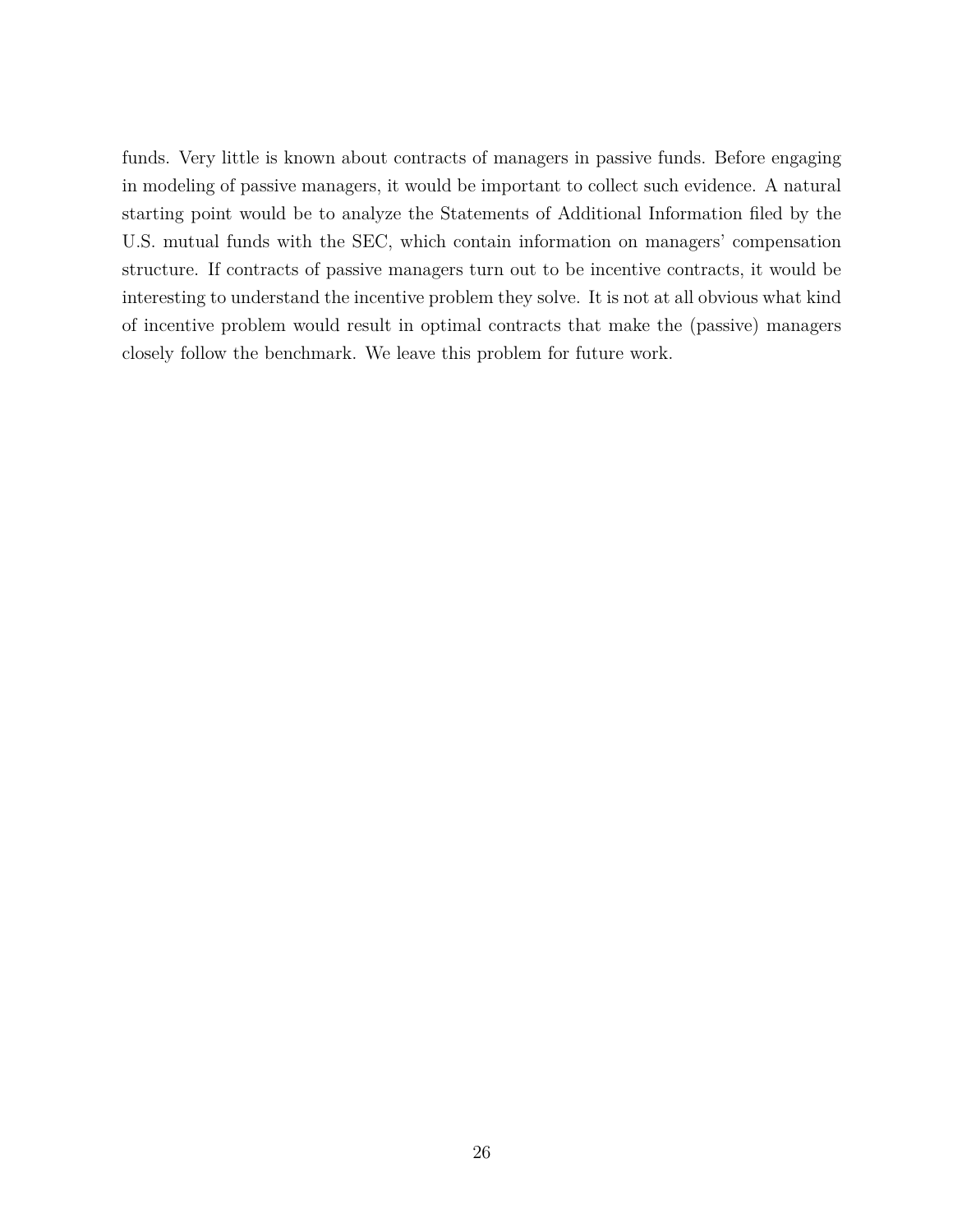funds. Very little is known about contracts of managers in passive funds. Before engaging in modeling of passive managers, it would be important to collect such evidence. A natural starting point would be to analyze the Statements of Additional Information filed by the U.S. mutual funds with the SEC, which contain information on managers' compensation structure. If contracts of passive managers turn out to be incentive contracts, it would be interesting to understand the incentive problem they solve. It is not at all obvious what kind of incentive problem would result in optimal contracts that make the (passive) managers closely follow the benchmark. We leave this problem for future work.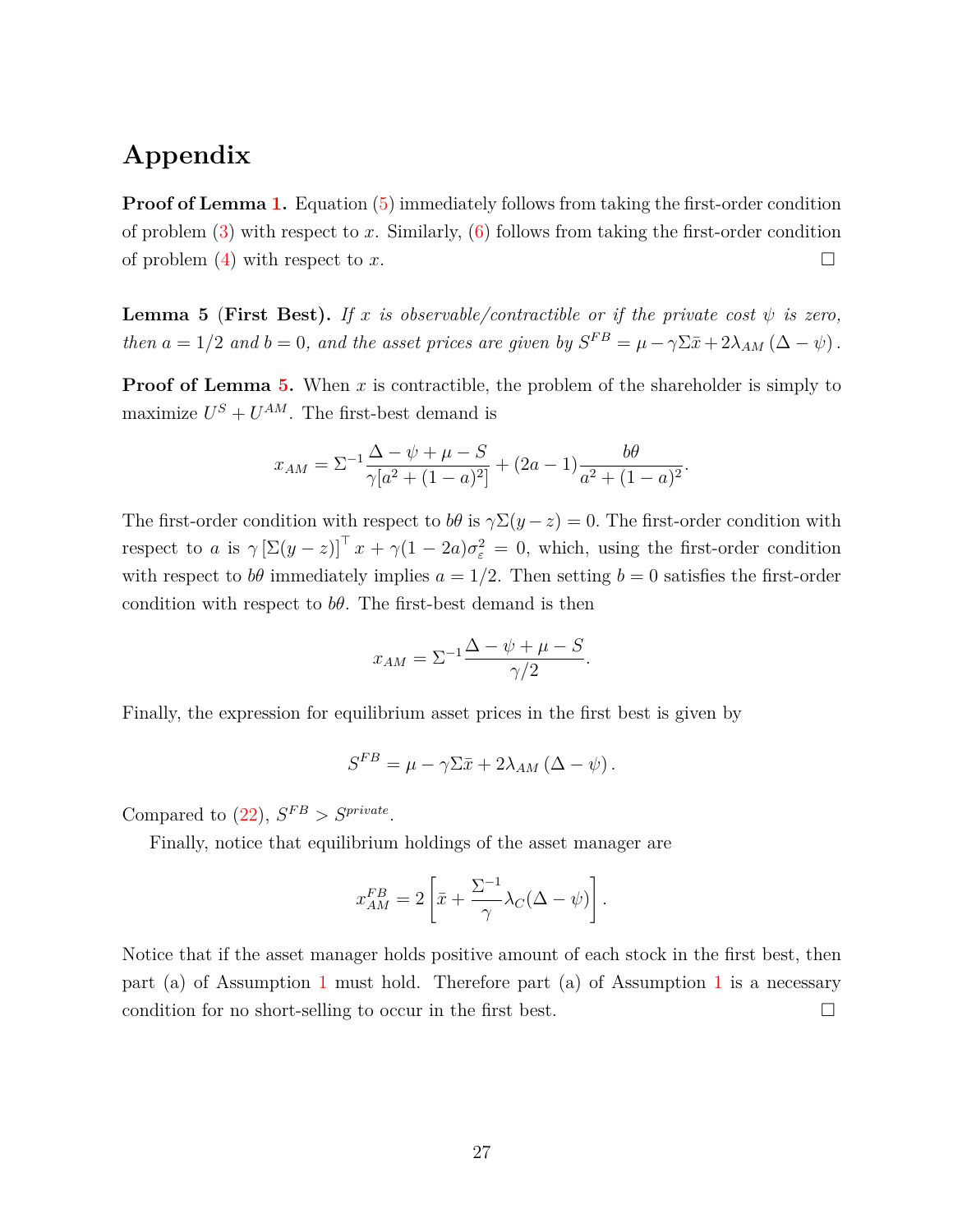# Appendix

**Proof of Lemma 1.** Equation (5) immediately follows from taking the first-order condition of problem (3) with respect to $x$. Similarly, (6) follows from taking the first-order condition of problem (4) with respect to $x$. $\square$

**Lemma 5 (First Best).** *If $x$ is observable/contractible or if the private cost $\psi$ is zero, then $a = 1/2$ and $b = 0$, and the asset prices are given by $S^{FB} = \mu - \gamma \Sigma \bar{x} + 2\lambda_{AM} (\Delta - \psi)$.*

**Proof of Lemma 5.** When $x$ is contractible, the problem of the shareholder is simply to maximize $U^S + U^{AM}$. The first-best demand is

$$x_{AM} = \Sigma^{-1} \frac{\Delta - \psi + \mu - S}{\gamma[a^2 + (1-a)^2]} + (2a - 1)\frac{b\theta}{a^2 + (1-a)^2}.$$

The first-order condition with respect to $b\theta$ is $\gamma\Sigma(y - z) = 0$. The first-order condition with respect to $a$ is $\gamma \left[\Sigma(y - z)\right]^\top x + \gamma(1 - 2a)\sigma_\varepsilon^2 = 0$, which, using the first-order condition with respect to $b\theta$ immediately implies $a = 1/2$. Then setting $b = 0$ satisfies the first-order condition with respect to $b\theta$. The first-best demand is then

$$x_{AM} = \Sigma^{-1} \frac{\Delta - \psi + \mu - S}{\gamma/2}.$$

Finally, the expression for equilibrium asset prices in the first best is given by

$$S^{FB} = \mu - \gamma\Sigma\bar{x} + 2\lambda_{AM} (\Delta - \psi).$$

Compared to (22), $S^{FB} > S^{private}$.

Finally, notice that equilibrium holdings of the asset manager are

$$x_{AM}^{FB} = 2\left[\bar{x} + \frac{\Sigma^{-1}}{\gamma}\lambda_C(\Delta - \psi)\right].$$

Notice that if the asset manager holds positive amount of each stock in the first best, then part (a) of Assumption 1 must hold. Therefore part (a) of Assumption 1 is a necessary condition for no short-selling to occur in the first best. $\square$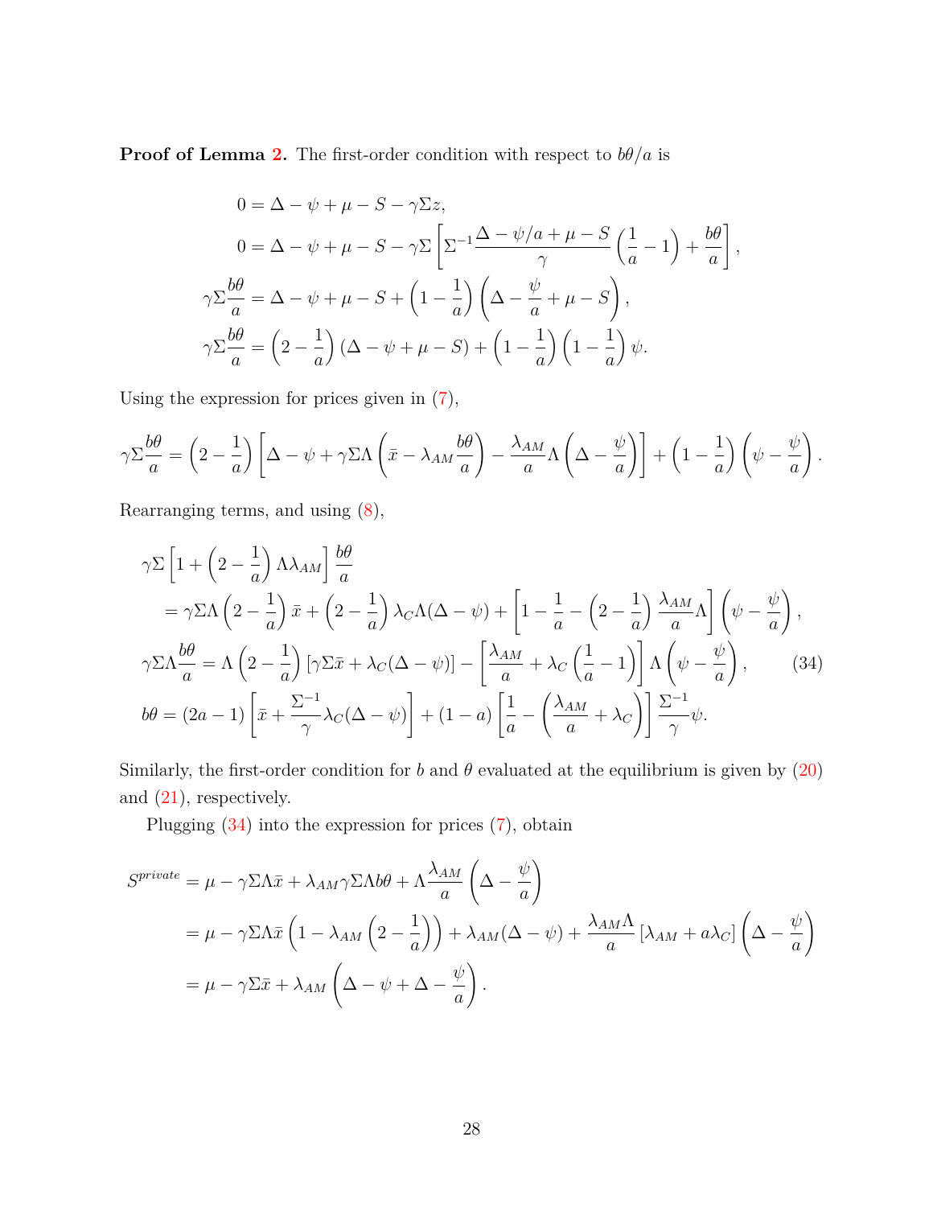**Proof of Lemma 2.** The first-order condition with respect to $b\theta/a$ is

$$
\begin{aligned}
0 &= \Delta - \psi + \mu - S - \gamma\Sigma z, \\
0 &= \Delta - \psi + \mu - S - \gamma\Sigma\left[\Sigma^{-1}\frac{\Delta - \psi/a + \mu - S}{\gamma}\left(\frac{1}{a} - 1\right) + \frac{b\theta}{a}\right], \\
\gamma\Sigma\frac{b\theta}{a} &= \Delta - \psi + \mu - S + \left(1 - \frac{1}{a}\right)\left(\Delta - \frac{\psi}{a} + \mu - S\right), \\
\gamma\Sigma\frac{b\theta}{a} &= \left(2 - \frac{1}{a}\right)(\Delta - \psi + \mu - S) + \left(1 - \frac{1}{a}\right)\left(1 - \frac{1}{a}\right)\psi.
\end{aligned}
$$

Using the expression for prices given in (7),

$$
\gamma\Sigma\frac{b\theta}{a} = \left(2 - \frac{1}{a}\right)\left[\Delta - \psi + \gamma\Sigma\Lambda\left(\bar{x} - \lambda_{AM}\frac{b\theta}{a}\right) - \frac{\lambda_{AM}}{a}\Lambda\left(\Delta - \frac{\psi}{a}\right)\right] + \left(1 - \frac{1}{a}\right)\left(\psi - \frac{\psi}{a}\right).
$$

Rearranging terms, and using (8),

$$
\begin{aligned}
&\gamma\Sigma\left[1 + \left(2 - \frac{1}{a}\right)\Lambda\lambda_{AM}\right]\frac{b\theta}{a} \\
&\quad = \gamma\Sigma\Lambda\left(2 - \frac{1}{a}\right)\bar{x} + \left(2 - \frac{1}{a}\right)\lambda_C\Lambda(\Delta - \psi) + \left[1 - \frac{1}{a} - \left(2 - \frac{1}{a}\right)\frac{\lambda_{AM}}{a}\Lambda\right]\left(\psi - \frac{\psi}{a}\right), \\
&\gamma\Sigma\Lambda\frac{b\theta}{a} = \Lambda\left(2 - \frac{1}{a}\right)\left[\gamma\Sigma\bar{x} + \lambda_C(\Delta - \psi)\right] - \left[\frac{\lambda_{AM}}{a} + \lambda_C\left(\frac{1}{a} - 1\right)\right]\Lambda\left(\psi - \frac{\psi}{a}\right), \qquad (34) \\
&b\theta = (2a - 1)\left[\bar{x} + \frac{\Sigma^{-1}}{\gamma}\lambda_C(\Delta - \psi)\right] + (1 - a)\left[\frac{1}{a} - \left(\frac{\lambda_{AM}}{a} + \lambda_C\right)\right]\frac{\Sigma^{-1}}{\gamma}\psi.
\end{aligned}
$$

Similarly, the first-order condition for $b$ and $\theta$ evaluated at the equilibrium is given by (20) and (21), respectively.

Plugging (34) into the expression for prices (7), obtain

$$
\begin{aligned}
S^{private} &= \mu - \gamma\Sigma\Lambda\bar{x} + \lambda_{AM}\gamma\Sigma\Lambda b\theta + \Lambda\frac{\lambda_{AM}}{a}\left(\Delta - \frac{\psi}{a}\right) \\
&= \mu - \gamma\Sigma\Lambda\bar{x}\left(1 - \lambda_{AM}\left(2 - \frac{1}{a}\right)\right) + \lambda_{AM}(\Delta - \psi) + \frac{\lambda_{AM}\Lambda}{a}\left[\lambda_{AM} + a\lambda_C\right]\left(\Delta - \frac{\psi}{a}\right) \\
&= \mu - \gamma\Sigma\bar{x} + \lambda_{AM}\left(\Delta - \psi + \Delta - \frac{\psi}{a}\right).
\end{aligned}
$$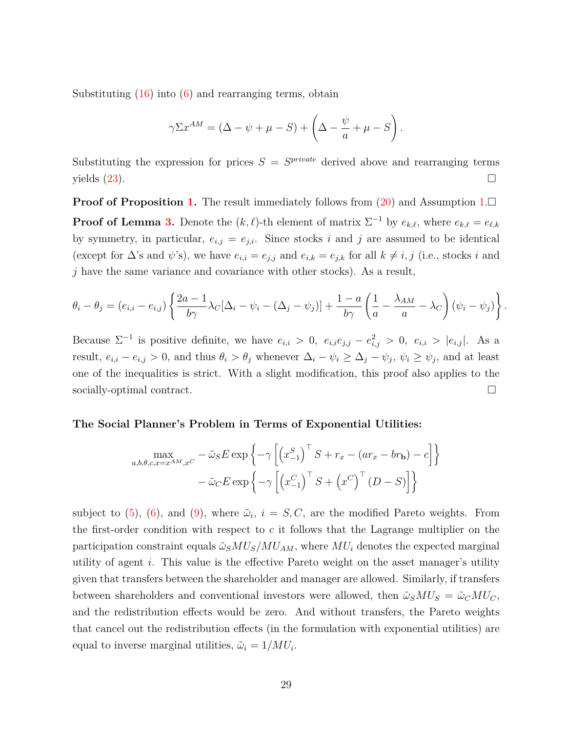Substituting (16) into (6) and rearranging terms, obtain

$$\gamma \Sigma x^{AM} = (\Delta - \psi + \mu - S) + \left(\Delta - \frac{\psi}{a} + \mu - S\right).$$

Substituting the expression for prices $S = S^{private}$ derived above and rearranging terms yields (23). $\square$

**Proof of Proposition 1.** The result immediately follows from (20) and Assumption 1.$\square$

**Proof of Lemma 3.** Denote the $(k, \ell)$-th element of matrix $\Sigma^{-1}$ by $e_{k,\ell}$, where $e_{k,\ell} = e_{\ell,k}$ by symmetry, in particular, $e_{i,j} = e_{j,i}$. Since stocks $i$ and $j$ are assumed to be identical (except for $\Delta$'s and $\psi$'s), we have $e_{i,i} = e_{j,j}$ and $e_{i,k} = e_{j,k}$ for all $k \neq i, j$ (i.e., stocks $i$ and $j$ have the same variance and covariance with other stocks). As a result,

$$\theta_i - \theta_j = (e_{i,i} - e_{i,j}) \left\{ \frac{2a-1}{b\gamma} \lambda_C [\Delta_i - \psi_i - (\Delta_j - \psi_j)] + \frac{1-a}{b\gamma} \left( \frac{1}{a} - \frac{\lambda_{AM}}{a} - \lambda_C \right) (\psi_i - \psi_j) \right\}.$$

Because $\Sigma^{-1}$ is positive definite, we have $e_{i,i} > 0, \; e_{i,i}e_{j,j} - e_{i,j}^2 > 0, \; e_{i,i} > |e_{i,j}|$. As a result, $e_{i,i} - e_{i,j} > 0$, and thus $\theta_i > \theta_j$ whenever $\Delta_i - \psi_i \geq \Delta_j - \psi_j$, $\psi_i \geq \psi_j$, and at least one of the inequalities is strict. With a slight modification, this proof also applies to the socially-optimal contract. $\square$

**The Social Planner's Problem in Terms of Exponential Utilities:**

$$\max_{a,b,\theta,c,x=x^{AM},x^C} -\tilde{\omega}_S E \exp\left\{ -\gamma \left[ \left(x_{-1}^S\right)^\top S + r_x - (ar_x - br_{\mathbf{b}}) - c \right] \right\}$$
$$- \tilde{\omega}_C E \exp\left\{ -\gamma \left[ \left(x_{-1}^C\right)^\top S + \left(x^C\right)^\top (D - S) \right] \right\}$$

subject to (5), (6), and (9), where $\tilde{\omega}_i$, $i = S, C$, are the modified Pareto weights. From the first-order condition with respect to $c$ it follows that the Lagrange multiplier on the participation constraint equals $\tilde{\omega}_S MU_S / MU_{AM}$, where $MU_i$ denotes the expected marginal utility of agent $i$. This value is the effective Pareto weight on the asset manager's utility given that transfers between the shareholder and manager are allowed. Similarly, if transfers between shareholders and conventional investors were allowed, then $\tilde{\omega}_S MU_S = \tilde{\omega}_C MU_C$, and the redistribution effects would be zero. And without transfers, the Pareto weights that cancel out the redistribution effects (in the formulation with exponential utilities) are equal to inverse marginal utilities, $\tilde{\omega}_i = 1/MU_i$.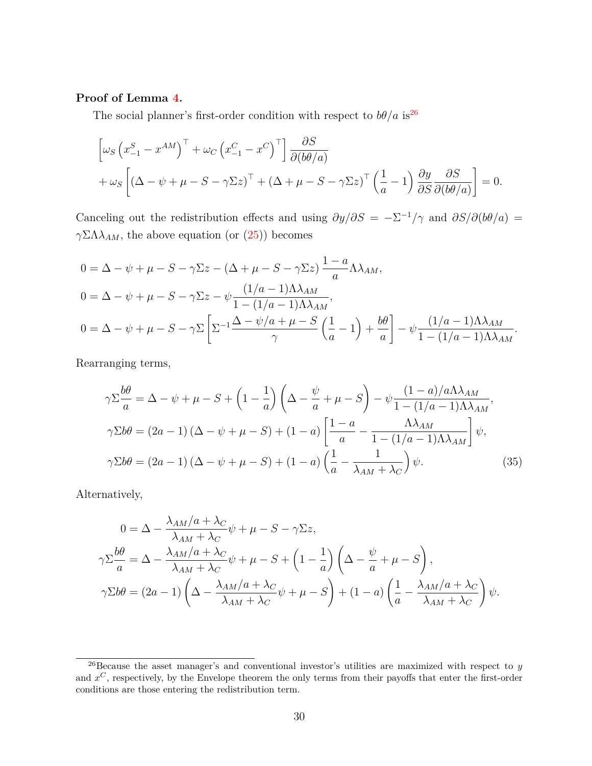**Proof of Lemma 4.**

The social planner's first-order condition with respect to $b\theta/a$ is[26]

$$
\begin{aligned}
&\left[\omega_S \left(x_{-1}^S - x^{AM}\right)^\top + \omega_C \left(x_{-1}^C - x^C\right)^\top\right] \frac{\partial S}{\partial (b\theta/a)} \\
&+ \omega_S \left[(\Delta - \psi + \mu - S - \gamma \Sigma z)^\top + (\Delta + \mu - S - \gamma \Sigma z)^\top \left(\frac{1}{a} - 1\right) \frac{\partial y}{\partial S} \frac{\partial S}{\partial (b\theta/a)}\right] = 0.
\end{aligned}
$$

Canceling out the redistribution effects and using $\partial y/\partial S = -\Sigma^{-1}/\gamma$ and $\partial S/\partial(b\theta/a) = \gamma \Sigma \Lambda \lambda_{AM}$, the above equation (or (25)) becomes

$$
\begin{aligned}
0 &= \Delta - \psi + \mu - S - \gamma \Sigma z - (\Delta + \mu - S - \gamma \Sigma z) \frac{1-a}{a} \Lambda \lambda_{AM}, \\
0 &= \Delta - \psi + \mu - S - \gamma \Sigma z - \psi \frac{(1/a - 1)\Lambda \lambda_{AM}}{1 - (1/a - 1)\Lambda \lambda_{AM}}, \\
0 &= \Delta - \psi + \mu - S - \gamma \Sigma \left[\Sigma^{-1} \frac{\Delta - \psi/a + \mu - S}{\gamma} \left(\frac{1}{a} - 1\right) + \frac{b\theta}{a}\right] - \psi \frac{(1/a - 1)\Lambda \lambda_{AM}}{1 - (1/a - 1)\Lambda \lambda_{AM}}.
\end{aligned}
$$

Rearranging terms,

$$
\begin{aligned}
\gamma \Sigma \frac{b\theta}{a} &= \Delta - \psi + \mu - S + \left(1 - \frac{1}{a}\right)\left(\Delta - \frac{\psi}{a} + \mu - S\right) - \psi \frac{(1-a)/a \Lambda \lambda_{AM}}{1 - (1/a - 1)\Lambda \lambda_{AM}}, \\
\gamma \Sigma b\theta &= (2a - 1)(\Delta - \psi + \mu - S) + (1 - a)\left[\frac{1-a}{a} - \frac{\Lambda \lambda_{AM}}{1 - (1/a - 1)\Lambda \lambda_{AM}}\right]\psi, \\
\gamma \Sigma b\theta &= (2a - 1)(\Delta - \psi + \mu - S) + (1 - a)\left(\frac{1}{a} - \frac{1}{\lambda_{AM} + \lambda_C}\right)\psi. \qquad (35)
\end{aligned}
$$

Alternatively,

$$
\begin{aligned}
0 &= \Delta - \frac{\lambda_{AM}/a + \lambda_C}{\lambda_{AM} + \lambda_C}\psi + \mu - S - \gamma \Sigma z, \\
\gamma \Sigma \frac{b\theta}{a} &= \Delta - \frac{\lambda_{AM}/a + \lambda_C}{\lambda_{AM} + \lambda_C}\psi + \mu - S + \left(1 - \frac{1}{a}\right)\left(\Delta - \frac{\psi}{a} + \mu - S\right), \\
\gamma \Sigma b\theta &= (2a - 1)\left(\Delta - \frac{\lambda_{AM}/a + \lambda_C}{\lambda_{AM} + \lambda_C}\psi + \mu - S\right) + (1 - a)\left(\frac{1}{a} - \frac{\lambda_{AM}/a + \lambda_C}{\lambda_{AM} + \lambda_C}\right)\psi.
\end{aligned}
$$

---

[26] Because the asset manager's and conventional investor's utilities are maximized with respect to $y$ and $x^C$, respectively, by the Envelope theorem the only terms from their payoffs that enter the first-order conditions are those entering the redistribution term.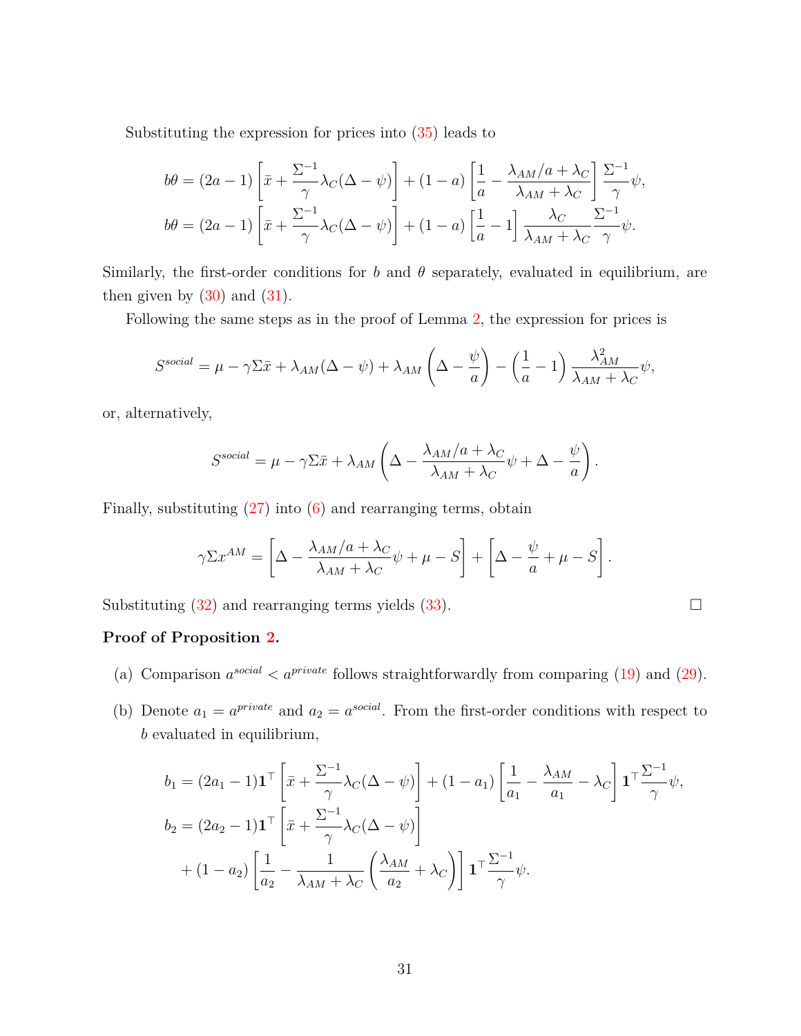Substituting the expression for prices into (35) leads to

$$b\theta = (2a-1)\left[\bar{x} + \frac{\Sigma^{-1}}{\gamma}\lambda_C(\Delta - \psi)\right] + (1-a)\left[\frac{1}{a} - \frac{\lambda_{AM}/a + \lambda_C}{\lambda_{AM} + \lambda_C}\right]\frac{\Sigma^{-1}}{\gamma}\psi,$$

$$b\theta = (2a-1)\left[\bar{x} + \frac{\Sigma^{-1}}{\gamma}\lambda_C(\Delta - \psi)\right] + (1-a)\left[\frac{1}{a} - 1\right]\frac{\lambda_C}{\lambda_{AM} + \lambda_C}\frac{\Sigma^{-1}}{\gamma}\psi.$$

Similarly, the first-order conditions for $b$ and $\theta$ separately, evaluated in equilibrium, are then given by (30) and (31).

Following the same steps as in the proof of Lemma 2, the expression for prices is

$$S^{social} = \mu - \gamma\Sigma\bar{x} + \lambda_{AM}(\Delta - \psi) + \lambda_{AM}\left(\Delta - \frac{\psi}{a}\right) - \left(\frac{1}{a} - 1\right)\frac{\lambda_{AM}^2}{\lambda_{AM} + \lambda_C}\psi,$$

or, alternatively,

$$S^{social} = \mu - \gamma\Sigma\bar{x} + \lambda_{AM}\left(\Delta - \frac{\lambda_{AM}/a + \lambda_C}{\lambda_{AM} + \lambda_C}\psi + \Delta - \frac{\psi}{a}\right).$$

Finally, substituting (27) into (6) and rearranging terms, obtain

$$\gamma\Sigma x^{AM} = \left[\Delta - \frac{\lambda_{AM}/a + \lambda_C}{\lambda_{AM} + \lambda_C}\psi + \mu - S\right] + \left[\Delta - \frac{\psi}{a} + \mu - S\right].$$

Substituting (32) and rearranging terms yields (33). $\square$

**Proof of Proposition 2.**

(a) Comparison $a^{social} < a^{private}$ follows straightforwardly from comparing (19) and (29).

(b) Denote $a_1 = a^{private}$ and $a_2 = a^{social}$. From the first-order conditions with respect to $b$ evaluated in equilibrium,

$$b_1 = (2a_1 - 1)\mathbf{1}^\top\left[\bar{x} + \frac{\Sigma^{-1}}{\gamma}\lambda_C(\Delta - \psi)\right] + (1-a_1)\left[\frac{1}{a_1} - \frac{\lambda_{AM}}{a_1} - \lambda_C\right]\mathbf{1}^\top\frac{\Sigma^{-1}}{\gamma}\psi,$$

$$b_2 = (2a_2 - 1)\mathbf{1}^\top\left[\bar{x} + \frac{\Sigma^{-1}}{\gamma}\lambda_C(\Delta - \psi)\right]$$
$$+ (1-a_2)\left[\frac{1}{a_2} - \frac{1}{\lambda_{AM} + \lambda_C}\left(\frac{\lambda_{AM}}{a_2} + \lambda_C\right)\right]\mathbf{1}^\top\frac{\Sigma^{-1}}{\gamma}\psi.$$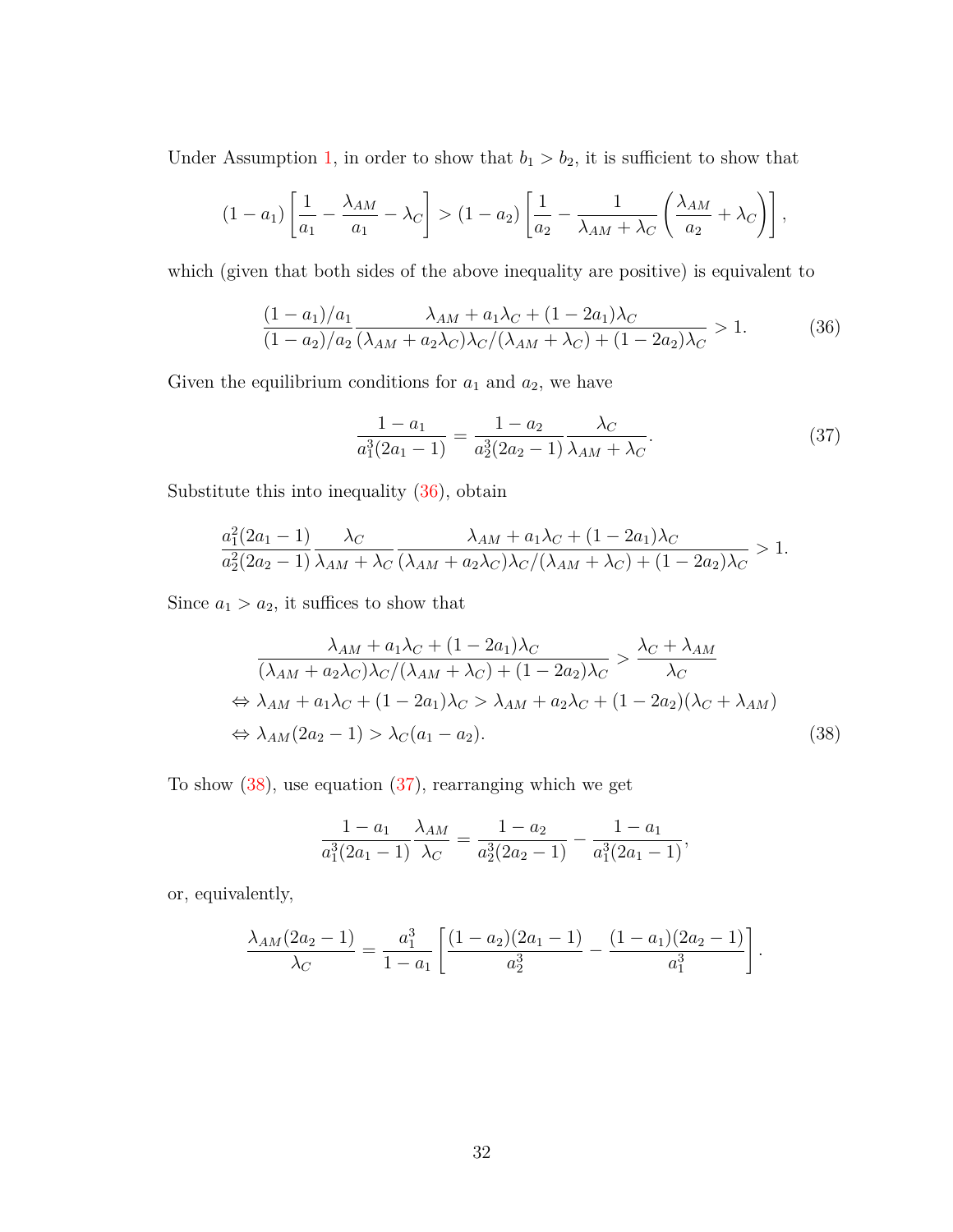Under Assumption 1, in order to show that $b_1 > b_2$, it is sufficient to show that

$$(1-a_1)\left[\frac{1}{a_1} - \frac{\lambda_{AM}}{a_1} - \lambda_C\right] > (1-a_2)\left[\frac{1}{a_2} - \frac{1}{\lambda_{AM}+\lambda_C}\left(\frac{\lambda_{AM}}{a_2} + \lambda_C\right)\right],$$

which (given that both sides of the above inequality are positive) is equivalent to

$$\frac{(1-a_1)/a_1}{(1-a_2)/a_2} \frac{\lambda_{AM} + a_1\lambda_C + (1-2a_1)\lambda_C}{(\lambda_{AM}+a_2\lambda_C)\lambda_C/(\lambda_{AM}+\lambda_C) + (1-2a_2)\lambda_C} > 1. \tag{36}$$

Given the equilibrium conditions for $a_1$ and $a_2$, we have

$$\frac{1-a_1}{a_1^3(2a_1-1)} = \frac{1-a_2}{a_2^3(2a_2-1)} \frac{\lambda_C}{\lambda_{AM}+\lambda_C}. \tag{37}$$

Substitute this into inequality (36), obtain

$$\frac{a_1^2(2a_1-1)}{a_2^2(2a_2-1)} \frac{\lambda_C}{\lambda_{AM}+\lambda_C} \frac{\lambda_{AM} + a_1\lambda_C + (1-2a_1)\lambda_C}{(\lambda_{AM}+a_2\lambda_C)\lambda_C/(\lambda_{AM}+\lambda_C) + (1-2a_2)\lambda_C} > 1.$$

Since $a_1 > a_2$, it suffices to show that

$$\begin{aligned}
&\frac{\lambda_{AM} + a_1\lambda_C + (1-2a_1)\lambda_C}{(\lambda_{AM}+a_2\lambda_C)\lambda_C/(\lambda_{AM}+\lambda_C) + (1-2a_2)\lambda_C} > \frac{\lambda_C + \lambda_{AM}}{\lambda_C} \\
\Leftrightarrow\ & \lambda_{AM} + a_1\lambda_C + (1-2a_1)\lambda_C > \lambda_{AM} + a_2\lambda_C + (1-2a_2)(\lambda_C + \lambda_{AM}) \\
\Leftrightarrow\ & \lambda_{AM}(2a_2-1) > \lambda_C(a_1-a_2).
\end{aligned} \tag{38}$$

To show (38), use equation (37), rearranging which we get

$$\frac{1-a_1}{a_1^3(2a_1-1)} \frac{\lambda_{AM}}{\lambda_C} = \frac{1-a_2}{a_2^3(2a_2-1)} - \frac{1-a_1}{a_1^3(2a_1-1)},$$

or, equivalently,

$$\frac{\lambda_{AM}(2a_2-1)}{\lambda_C} = \frac{a_1^3}{1-a_1}\left[\frac{(1-a_2)(2a_1-1)}{a_2^3} - \frac{(1-a_1)(2a_2-1)}{a_1^3}\right].$$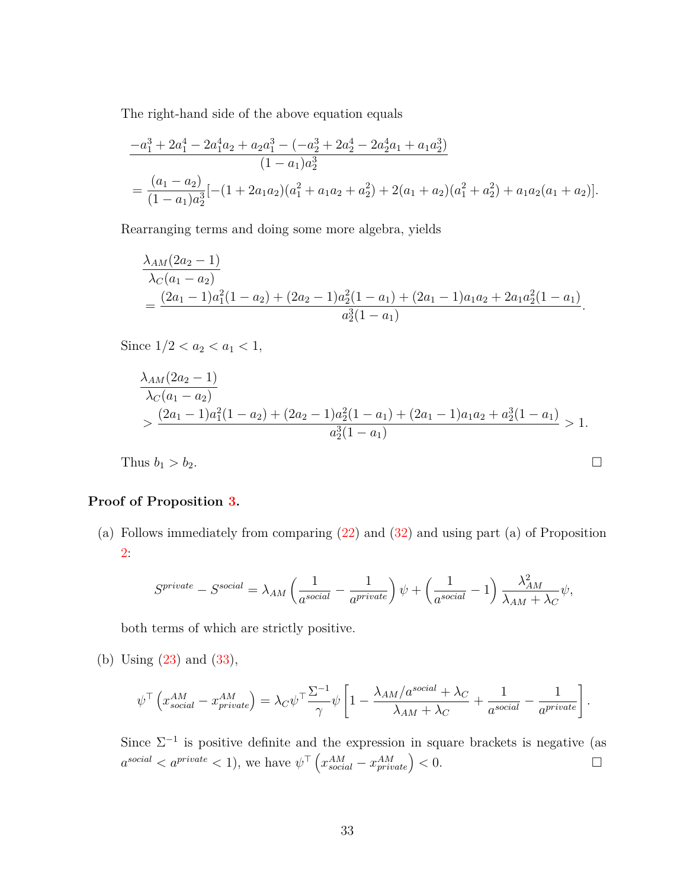The right-hand side of the above equation equals

$$
\begin{aligned}
&\frac{-a_1^3 + 2a_1^4 - 2a_1^4 a_2 + a_2 a_1^3 - (-a_2^3 + 2a_2^4 - 2a_2^4 a_1 + a_1 a_2^3)}{(1-a_1)a_2^3} \\
&= \frac{(a_1 - a_2)}{(1-a_1)a_2^3}[-(1 + 2a_1 a_2)(a_1^2 + a_1 a_2 + a_2^2) + 2(a_1 + a_2)(a_1^2 + a_2^2) + a_1 a_2 (a_1 + a_2)].
\end{aligned}
$$

Rearranging terms and doing some more algebra, yields

$$
\begin{aligned}
&\frac{\lambda_{AM}(2a_2 - 1)}{\lambda_C(a_1 - a_2)} \\
&= \frac{(2a_1 - 1)a_1^2(1 - a_2) + (2a_2 - 1)a_2^2(1 - a_1) + (2a_1 - 1)a_1 a_2 + 2a_1 a_2^2(1 - a_1)}{a_2^3(1 - a_1)}.
\end{aligned}
$$

Since $1/2 < a_2 < a_1 < 1$,

$$
\begin{aligned}
&\frac{\lambda_{AM}(2a_2 - 1)}{\lambda_C(a_1 - a_2)} \\
&> \frac{(2a_1 - 1)a_1^2(1 - a_2) + (2a_2 - 1)a_2^2(1 - a_1) + (2a_1 - 1)a_1 a_2 + a_2^3(1 - a_1)}{a_2^3(1 - a_1)} > 1.
\end{aligned}
$$

Thus $b_1 > b_2$. □

**Proof of Proposition 3.**

(a) Follows immediately from comparing (22) and (32) and using part (a) of Proposition 2:

$$
S^{private} - S^{social} = \lambda_{AM}\left(\frac{1}{a^{social}} - \frac{1}{a^{private}}\right)\psi + \left(\frac{1}{a^{social}} - 1\right)\frac{\lambda_{AM}^2}{\lambda_{AM} + \lambda_C}\psi,
$$

both terms of which are strictly positive.

(b) Using (23) and (33),

$$
\psi^\top\left(x_{social}^{AM} - x_{private}^{AM}\right) = \lambda_C \psi^\top \frac{\Sigma^{-1}}{\gamma}\psi\left[1 - \frac{\lambda_{AM}/a^{social} + \lambda_C}{\lambda_{AM} + \lambda_C} + \frac{1}{a^{social}} - \frac{1}{a^{private}}\right].
$$

Since $\Sigma^{-1}$ is positive definite and the expression in square brackets is negative (as $a^{social} < a^{private} < 1$), we have $\psi^\top\left(x_{social}^{AM} - x_{private}^{AM}\right) < 0$. □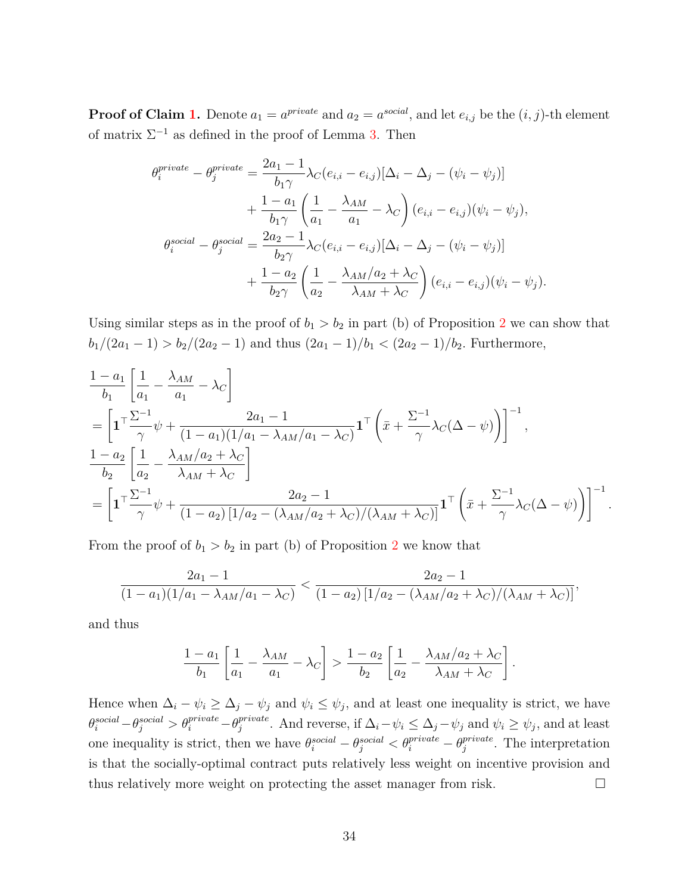**Proof of Claim 1.** Denote $a_1 = a^{private}$ and $a_2 = a^{social}$, and let $e_{i,j}$ be the $(i,j)$-th element of matrix $\Sigma^{-1}$ as defined in the proof of Lemma 3. Then

$$
\begin{aligned}
\theta_i^{private} - \theta_j^{private} &= \frac{2a_1 - 1}{b_1 \gamma} \lambda_C (e_{i,i} - e_{i,j}) [\Delta_i - \Delta_j - (\psi_i - \psi_j)] \\
&\quad + \frac{1 - a_1}{b_1 \gamma} \left( \frac{1}{a_1} - \frac{\lambda_{AM}}{a_1} - \lambda_C \right) (e_{i,i} - e_{i,j})(\psi_i - \psi_j), \\
\theta_i^{social} - \theta_j^{social} &= \frac{2a_2 - 1}{b_2 \gamma} \lambda_C (e_{i,i} - e_{i,j}) [\Delta_i - \Delta_j - (\psi_i - \psi_j)] \\
&\quad + \frac{1 - a_2}{b_2 \gamma} \left( \frac{1}{a_2} - \frac{\lambda_{AM}/a_2 + \lambda_C}{\lambda_{AM} + \lambda_C} \right) (e_{i,i} - e_{i,j})(\psi_i - \psi_j).
\end{aligned}
$$

Using similar steps as in the proof of $b_1 > b_2$ in part (b) of Proposition 2 we can show that $b_1/(2a_1 - 1) > b_2/(2a_2 - 1)$ and thus $(2a_1 - 1)/b_1 < (2a_2 - 1)/b_2$. Furthermore,

$$
\begin{aligned}
&\frac{1 - a_1}{b_1} \left[ \frac{1}{a_1} - \frac{\lambda_{AM}}{a_1} - \lambda_C \right] \\
&= \left[ \mathbf{1}^\top \frac{\Sigma^{-1}}{\gamma} \psi + \frac{2a_1 - 1}{(1 - a_1)(1/a_1 - \lambda_{AM}/a_1 - \lambda_C)} \mathbf{1}^\top \left( \bar{x} + \frac{\Sigma^{-1}}{\gamma} \lambda_C (\Delta - \psi) \right) \right]^{-1}, \\
&\frac{1 - a_2}{b_2} \left[ \frac{1}{a_2} - \frac{\lambda_{AM}/a_2 + \lambda_C}{\lambda_{AM} + \lambda_C} \right] \\
&= \left[ \mathbf{1}^\top \frac{\Sigma^{-1}}{\gamma} \psi + \frac{2a_2 - 1}{(1 - a_2) \left[ 1/a_2 - (\lambda_{AM}/a_2 + \lambda_C)/(\lambda_{AM} + \lambda_C) \right]} \mathbf{1}^\top \left( \bar{x} + \frac{\Sigma^{-1}}{\gamma} \lambda_C (\Delta - \psi) \right) \right]^{-1}.
\end{aligned}
$$

From the proof of $b_1 > b_2$ in part (b) of Proposition 2 we know that

$$
\frac{2a_1 - 1}{(1 - a_1)(1/a_1 - \lambda_{AM}/a_1 - \lambda_C)} < \frac{2a_2 - 1}{(1 - a_2) \left[ 1/a_2 - (\lambda_{AM}/a_2 + \lambda_C)/(\lambda_{AM} + \lambda_C) \right]},
$$

and thus

$$
\frac{1 - a_1}{b_1} \left[ \frac{1}{a_1} - \frac{\lambda_{AM}}{a_1} - \lambda_C \right] > \frac{1 - a_2}{b_2} \left[ \frac{1}{a_2} - \frac{\lambda_{AM}/a_2 + \lambda_C}{\lambda_{AM} + \lambda_C} \right].
$$

Hence when $\Delta_i - \psi_i \geq \Delta_j - \psi_j$ and $\psi_i \leq \psi_j$, and at least one inequality is strict, we have $\theta_i^{social} - \theta_j^{social} > \theta_i^{private} - \theta_j^{private}$. And reverse, if $\Delta_i - \psi_i \leq \Delta_j - \psi_j$ and $\psi_i \geq \psi_j$, and at least one inequality is strict, then we have $\theta_i^{social} - \theta_j^{social} < \theta_i^{private} - \theta_j^{private}$. The interpretation is that the socially-optimal contract puts relatively less weight on incentive provision and thus relatively more weight on protecting the asset manager from risk. $\square$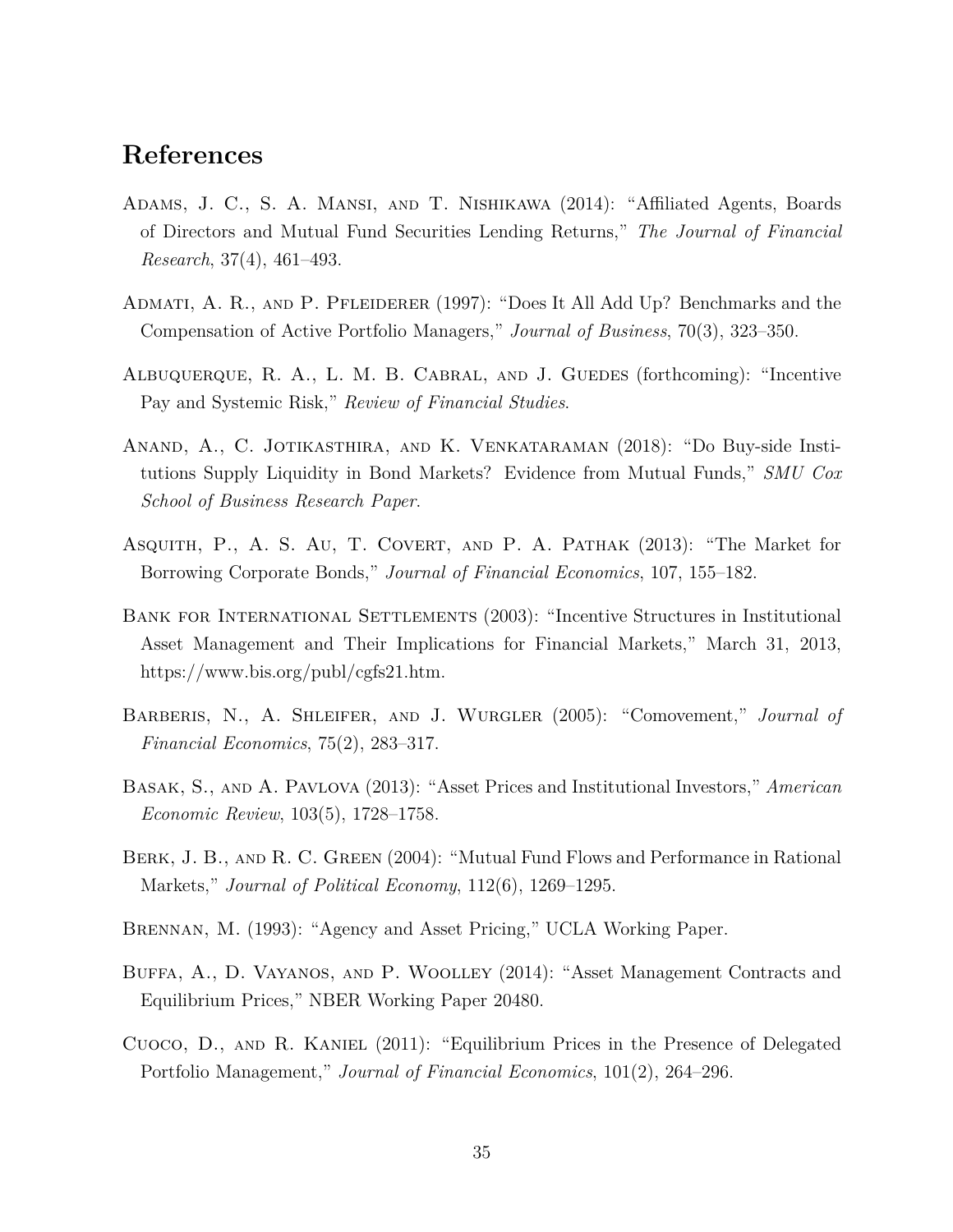# References

Adams, J. C., S. A. Mansi, and T. Nishikawa (2014): "Affiliated Agents, Boards of Directors and Mutual Fund Securities Lending Returns," *The Journal of Financial Research*, 37(4), 461–493.

Admati, A. R., and P. Pfleiderer (1997): "Does It All Add Up? Benchmarks and the Compensation of Active Portfolio Managers," *Journal of Business*, 70(3), 323–350.

Albuquerque, R. A., L. M. B. Cabral, and J. Guedes (forthcoming): "Incentive Pay and Systemic Risk," *Review of Financial Studies*.

Anand, A., C. Jotikasthira, and K. Venkataraman (2018): "Do Buy-side Institutions Supply Liquidity in Bond Markets? Evidence from Mutual Funds," *SMU Cox School of Business Research Paper*.

Asquith, P., A. S. Au, T. Covert, and P. A. Pathak (2013): "The Market for Borrowing Corporate Bonds," *Journal of Financial Economics*, 107, 155–182.

Bank for International Settlements (2003): "Incentive Structures in Institutional Asset Management and Their Implications for Financial Markets," March 31, 2013, https://www.bis.org/publ/cgfs21.htm.

Barberis, N., A. Shleifer, and J. Wurgler (2005): "Comovement," *Journal of Financial Economics*, 75(2), 283–317.

Basak, S., and A. Pavlova (2013): "Asset Prices and Institutional Investors," *American Economic Review*, 103(5), 1728–1758.

Berk, J. B., and R. C. Green (2004): "Mutual Fund Flows and Performance in Rational Markets," *Journal of Political Economy*, 112(6), 1269–1295.

Brennan, M. (1993): "Agency and Asset Pricing," UCLA Working Paper.

Buffa, A., D. Vayanos, and P. Woolley (2014): "Asset Management Contracts and Equilibrium Prices," NBER Working Paper 20480.

Cuoco, D., and R. Kaniel (2011): "Equilibrium Prices in the Presence of Delegated Portfolio Management," *Journal of Financial Economics*, 101(2), 264–296.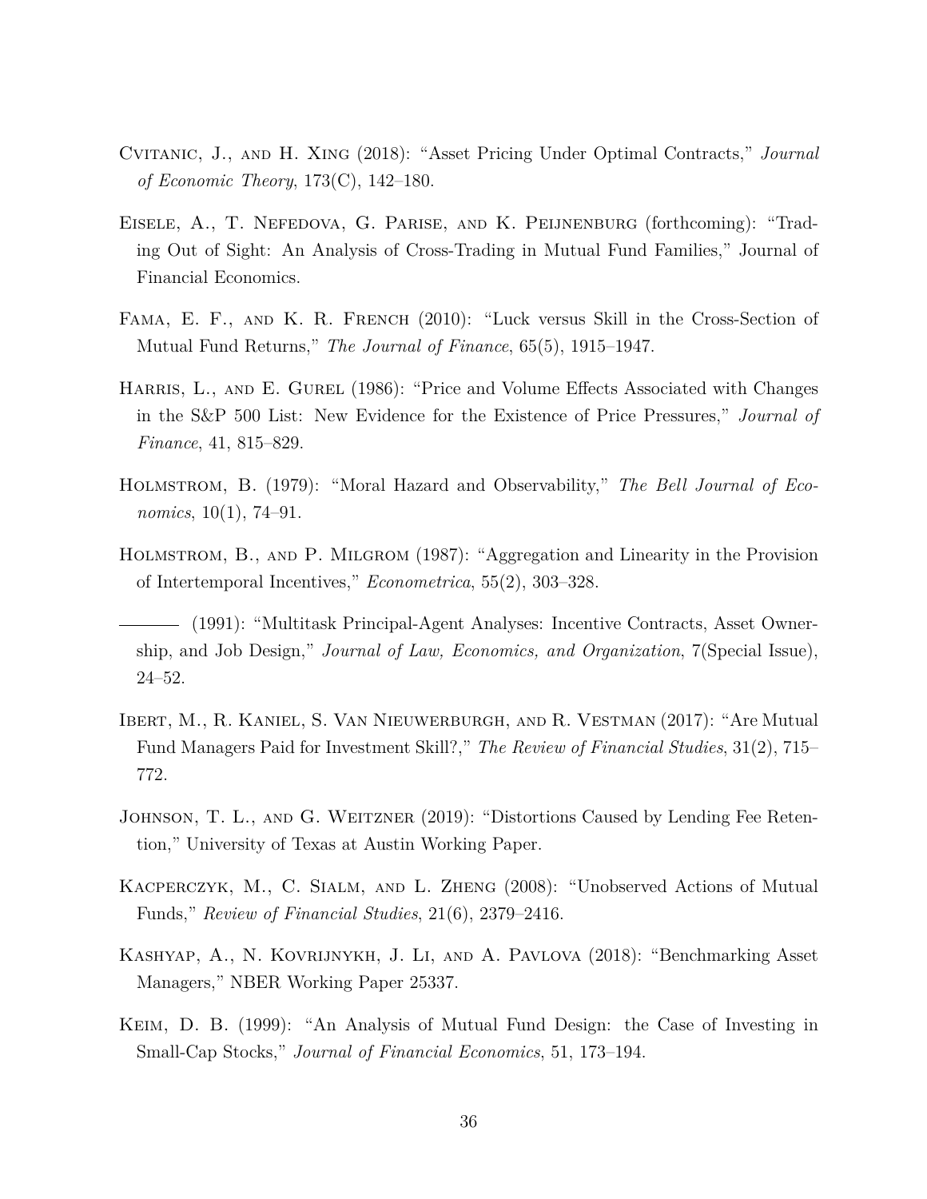Cvitanic, J., and H. Xing (2018): "Asset Pricing Under Optimal Contracts," *Journal of Economic Theory*, 173(C), 142–180.

Eisele, A., T. Nefedova, G. Parise, and K. Peijnenburg (forthcoming): "Trading Out of Sight: An Analysis of Cross-Trading in Mutual Fund Families," Journal of Financial Economics.

Fama, E. F., and K. R. French (2010): "Luck versus Skill in the Cross-Section of Mutual Fund Returns," *The Journal of Finance*, 65(5), 1915–1947.

Harris, L., and E. Gurel (1986): "Price and Volume Effects Associated with Changes in the S&P 500 List: New Evidence for the Existence of Price Pressures," *Journal of Finance*, 41, 815–829.

Holmstrom, B. (1979): "Moral Hazard and Observability," *The Bell Journal of Economics*, 10(1), 74–91.

Holmstrom, B., and P. Milgrom (1987): "Aggregation and Linearity in the Provision of Intertemporal Incentives," *Econometrica*, 55(2), 303–328.

——— (1991): "Multitask Principal-Agent Analyses: Incentive Contracts, Asset Ownership, and Job Design," *Journal of Law, Economics, and Organization*, 7(Special Issue), 24–52.

Ibert, M., R. Kaniel, S. Van Nieuwerburgh, and R. Vestman (2017): "Are Mutual Fund Managers Paid for Investment Skill?," *The Review of Financial Studies*, 31(2), 715–772.

Johnson, T. L., and G. Weitzner (2019): "Distortions Caused by Lending Fee Retention," University of Texas at Austin Working Paper.

Kacperczyk, M., C. Sialm, and L. Zheng (2008): "Unobserved Actions of Mutual Funds," *Review of Financial Studies*, 21(6), 2379–2416.

Kashyap, A., N. Kovrijnykh, J. Li, and A. Pavlova (2018): "Benchmarking Asset Managers," NBER Working Paper 25337.

Keim, D. B. (1999): "An Analysis of Mutual Fund Design: the Case of Investing in Small-Cap Stocks," *Journal of Financial Economics*, 51, 173–194.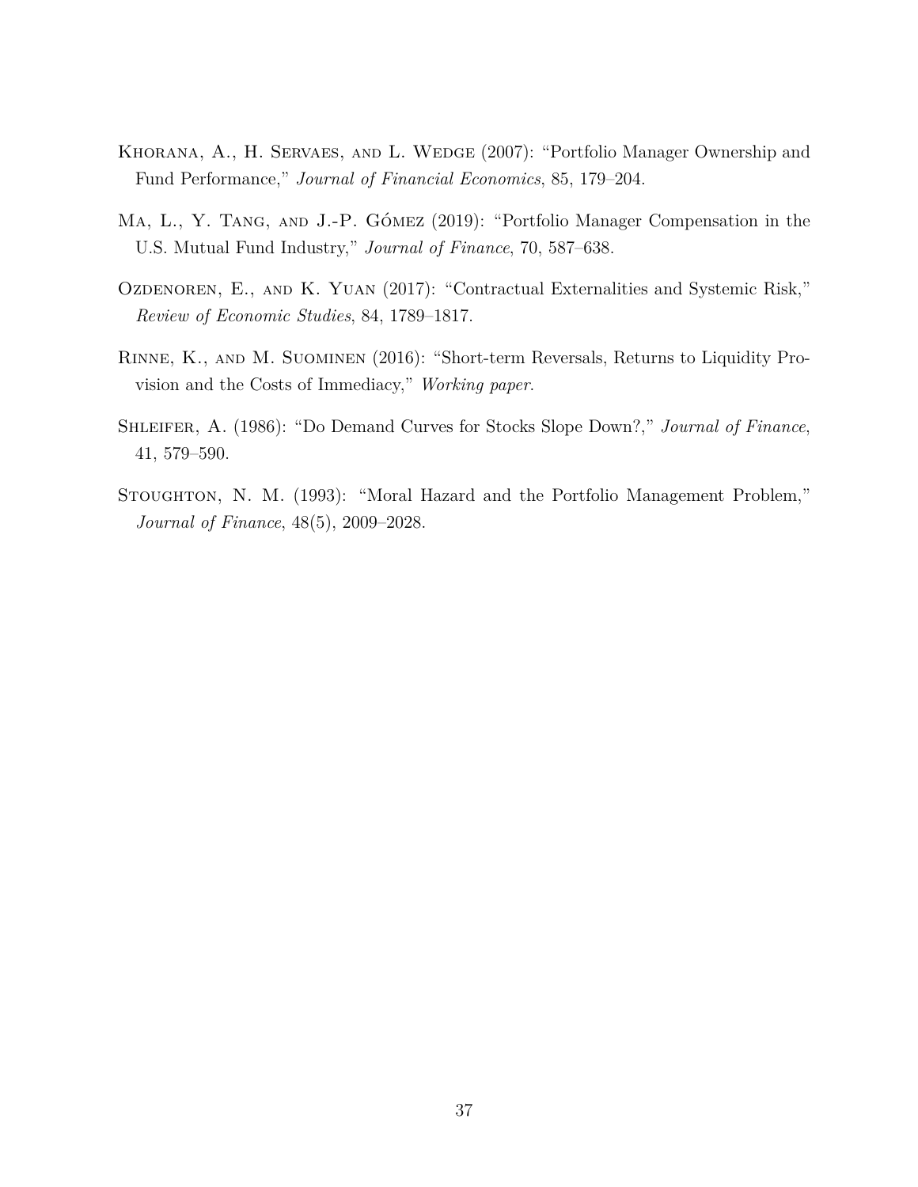Khorana, A., H. Servaes, and L. Wedge (2007): "Portfolio Manager Ownership and Fund Performance," *Journal of Financial Economics*, 85, 179–204.

Ma, L., Y. Tang, and J.-P. Gómez (2019): "Portfolio Manager Compensation in the U.S. Mutual Fund Industry," *Journal of Finance*, 70, 587–638.

Ozdenoren, E., and K. Yuan (2017): "Contractual Externalities and Systemic Risk," *Review of Economic Studies*, 84, 1789–1817.

Rinne, K., and M. Suominen (2016): "Short-term Reversals, Returns to Liquidity Provision and the Costs of Immediacy," *Working paper*.

Shleifer, A. (1986): "Do Demand Curves for Stocks Slope Down?," *Journal of Finance*, 41, 579–590.

Stoughton, N. M. (1993): "Moral Hazard and the Portfolio Management Problem," *Journal of Finance*, 48(5), 2009–2028.